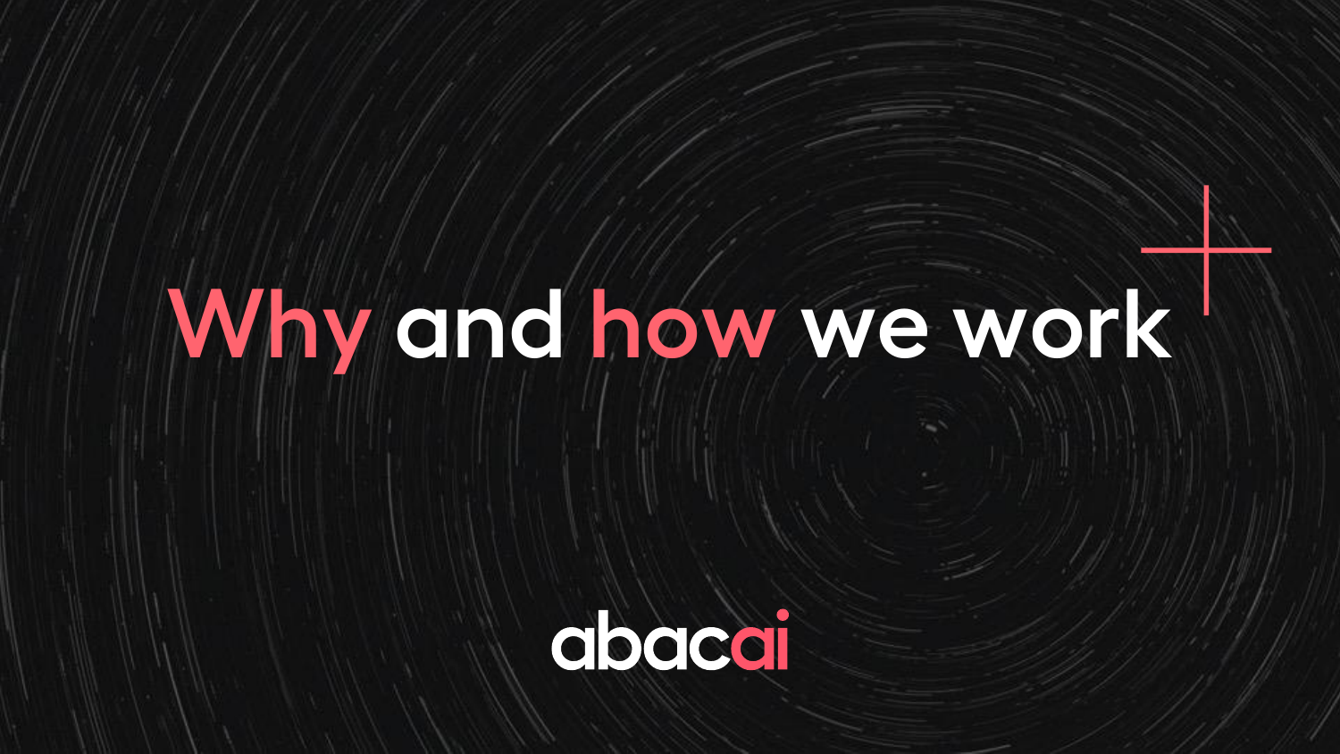# Why and how we work

abacai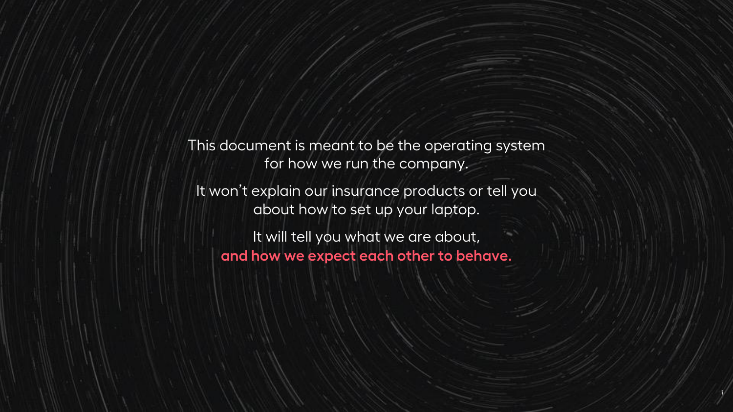This document is meant to be the operating system for how we run the company.

It won't explain our insurance products or tell you about how to set up your laptop.

It will tell you what we are about, **and how we expect each other to behave.**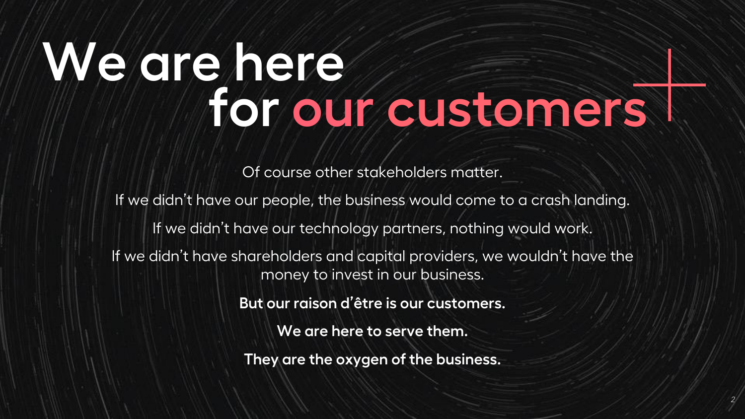# We are here for our customers

Of course other stakeholders matter.

If we didn't have our people, the business would come to a crash landing.

If we didn't have our technology partners, nothing would work.

If we didn't have shareholders and capital providers, we wouldn't have the money to invest in our business.

**But our raison d'être is our customers.**

**We are here to serve them.**

**They are the oxygen of the business.**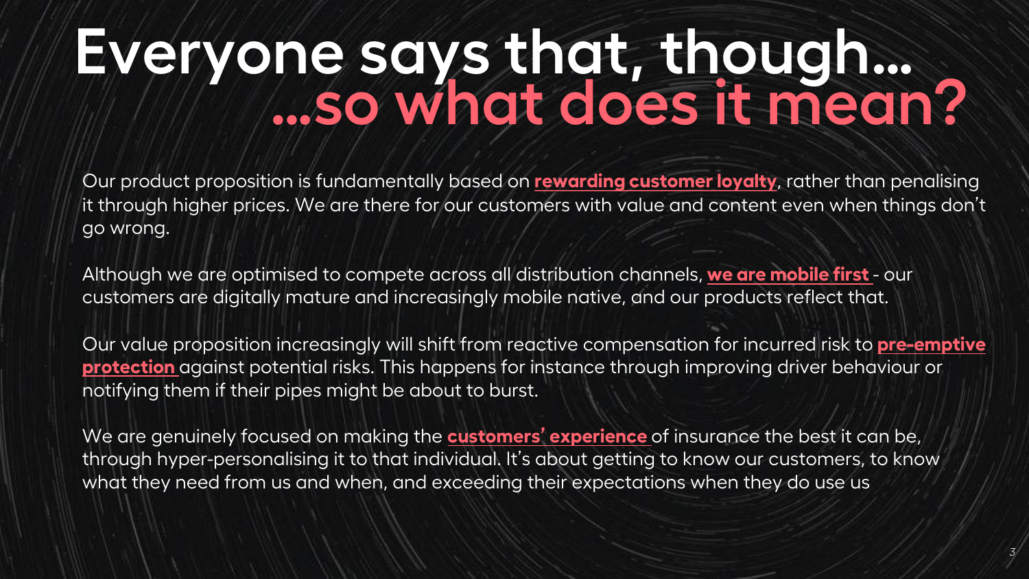# Everyone says that, though… …so what does it mean?

Our product proposition is fundamentally based on **rewarding customer loyalty**, rather than penalising it through higher prices. We are there for our customers with value and content even when things don't go wrong.

Although we are optimised to compete across all distribution channels, **we are mobile first** - our customers are digitally mature and increasingly mobile native, and our products reflect that.

Our value proposition increasingly will shift from reactive compensation for incurred risk to **pre-emptive protection** against potential risks. This happens for instance through improving driver behaviour or notifying them if their pipes might be about to burst.

We are genuinely focused on making the **customers' experience** of insurance the best it can be, through hyper-personalising it to that individual. It's about getting to know our customers, to know what they need from us and when, and exceeding their expectations when they do use us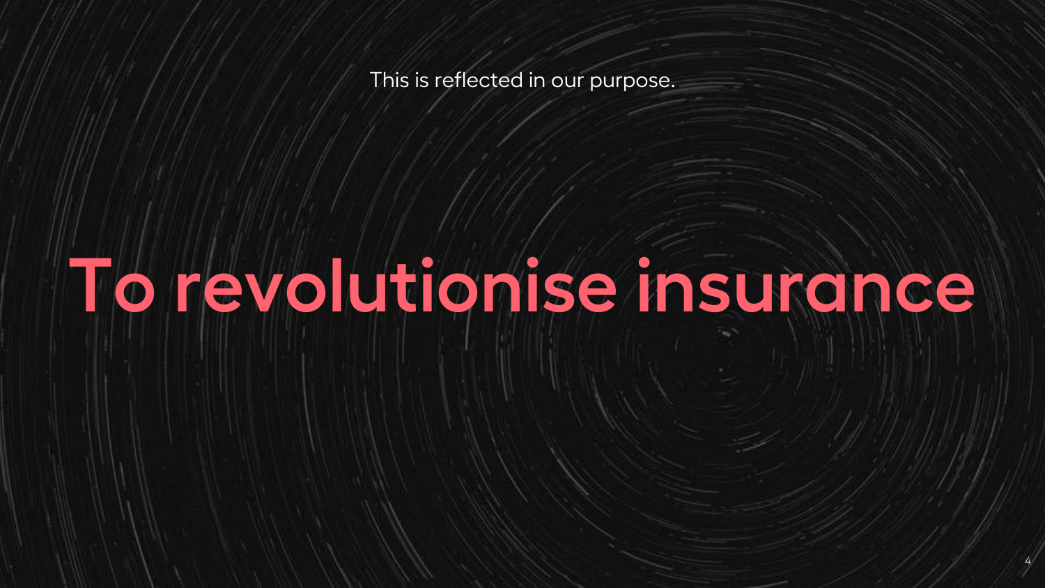This is reflected in our purpose.

# To revolutionise insurance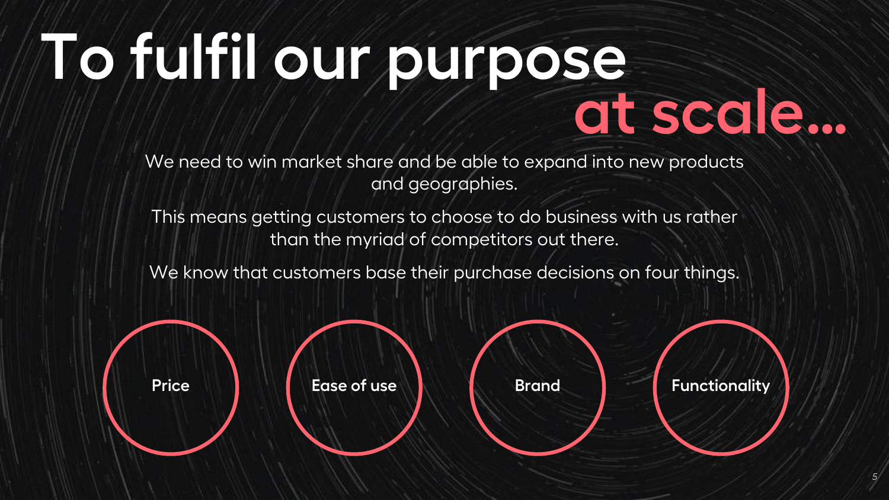# To fulfil our purpose at scale...

We need to win market share and be able to expand into new products and geographies.

This means getting customers to choose to do business with us rather than the myriad of competitors out there.

We know that customers base their purchase decisions on four things.

- **Price**
- **Ease of use**
- **Brand**
- **Functionality**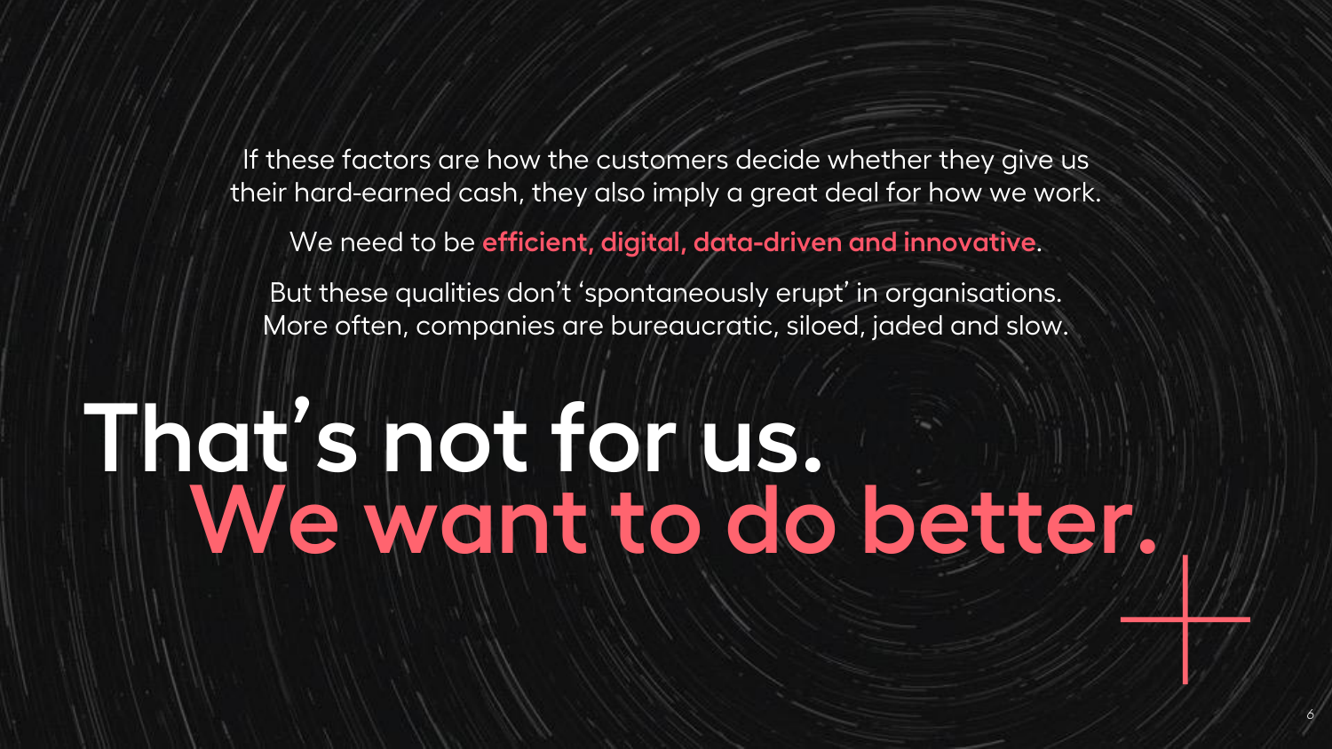If these factors are how the customers decide whether they give us their hard-earned cash, they also imply a great deal for how we work.

We need to be **efficient, digital, data-driven and innovative**.

But these qualities don't 'spontaneously erupt' in organisations. More often, companies are bureaucratic, siloed, jaded and slow.

# That's not for us.
# We want to do better.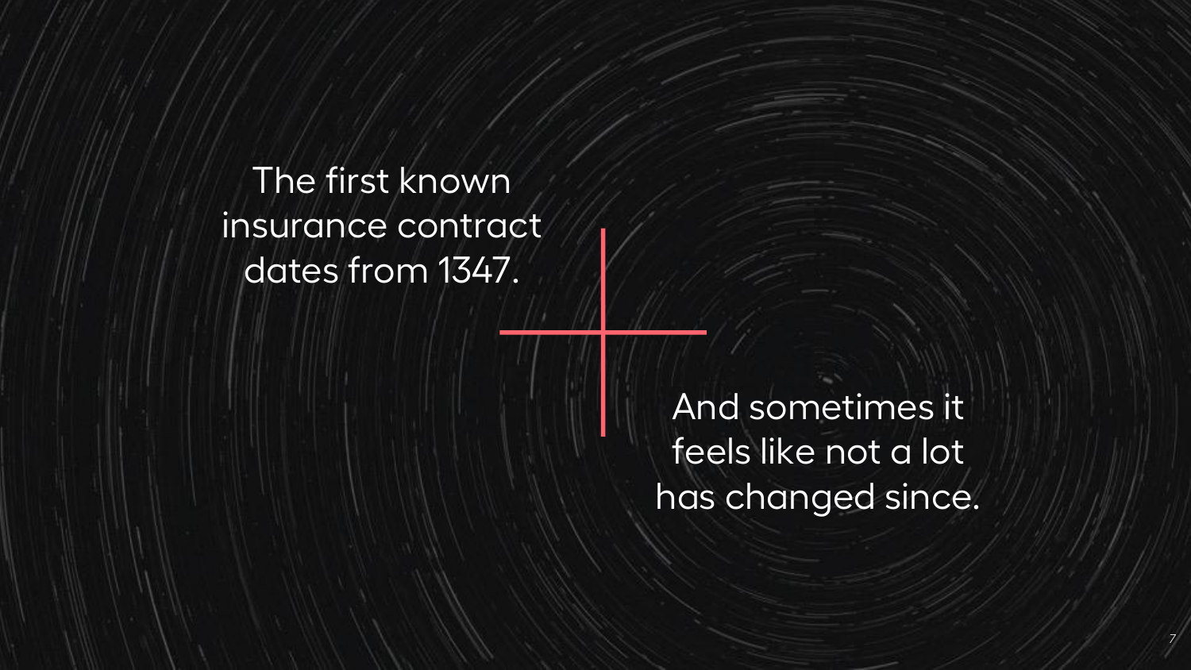The first known insurance contract dates from 1347.

And sometimes it feels like not a lot has changed since.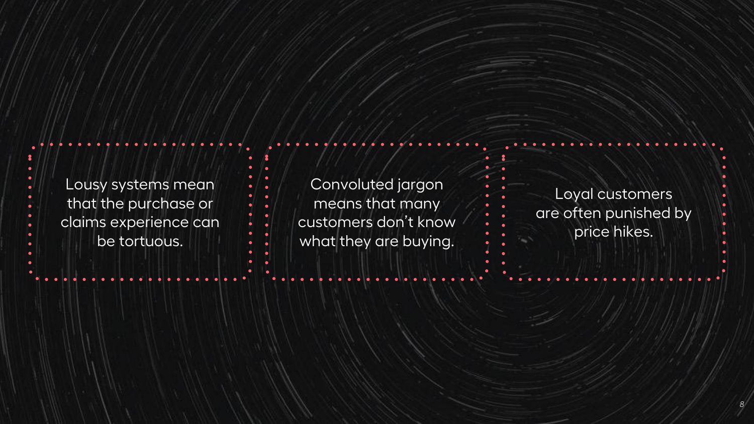Lousy systems mean that the purchase or claims experience can be tortuous.

Convoluted jargon means that many customers don't know what they are buying.

Loyal customers are often punished by price hikes.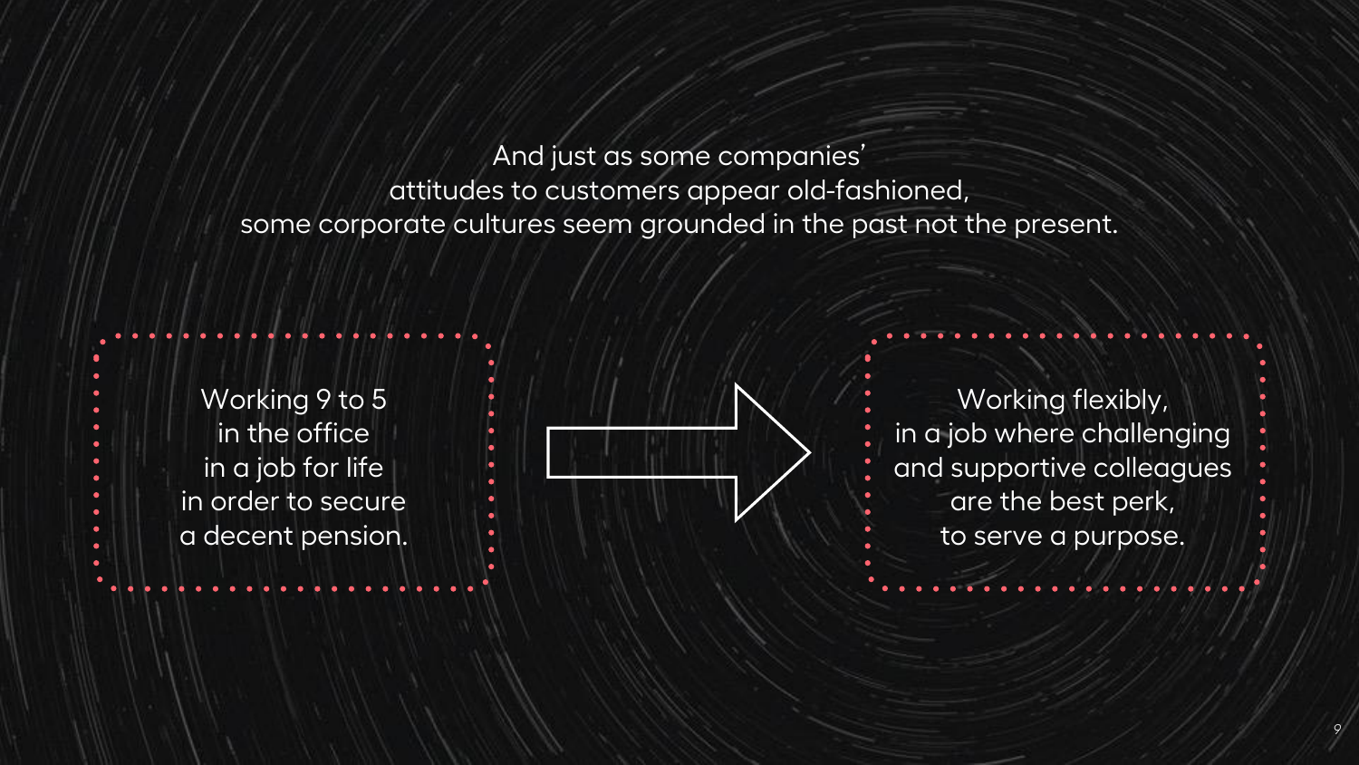And just as some companies' attitudes to customers appear old-fashioned, some corporate cultures seem grounded in the past not the present.

Working 9 to 5
in the office
in a job for life
in order to secure
a decent pension.

→

Working flexibly,
in a job where challenging
and supportive colleagues
are the best perk,
to serve a purpose.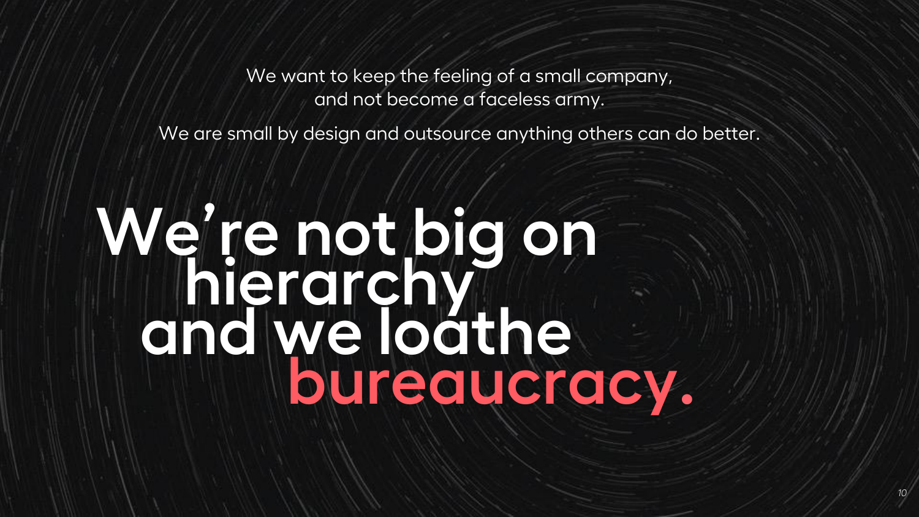We want to keep the feeling of a small company, and not become a faceless army.

We are small by design and outsource anything others can do better.

# We're not big on hierarchy and we loathe bureaucracy.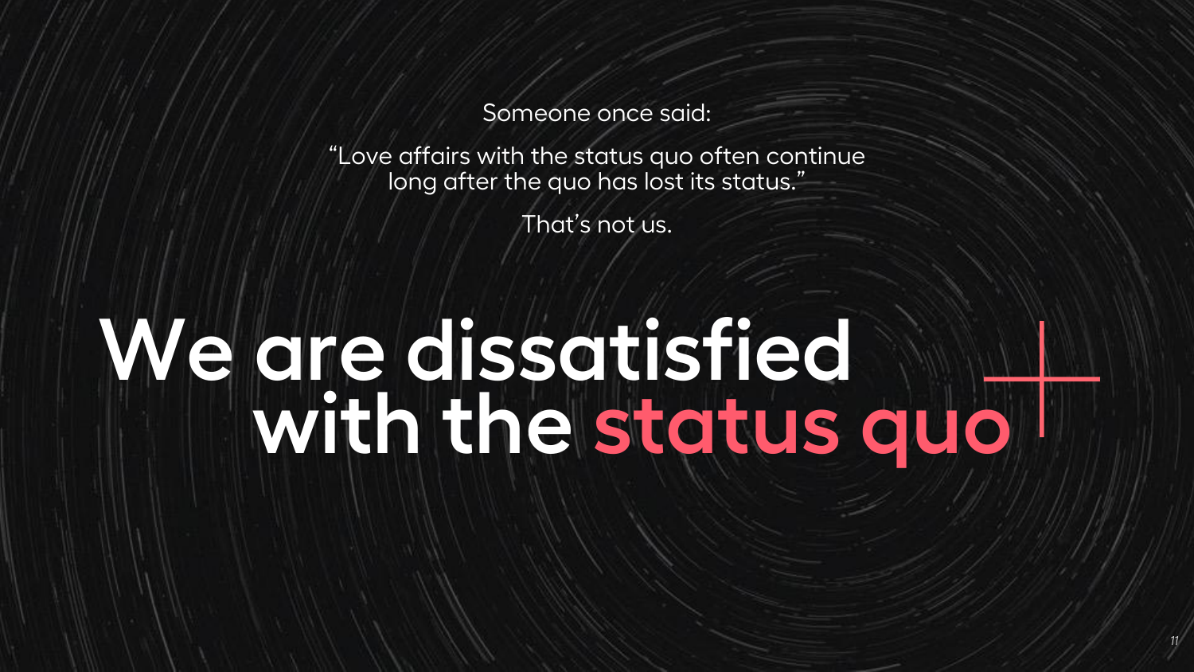Someone once said:

"Love affairs with the status quo often continue long after the quo has lost its status."

That's not us.

# We are dissatisfied with the status quo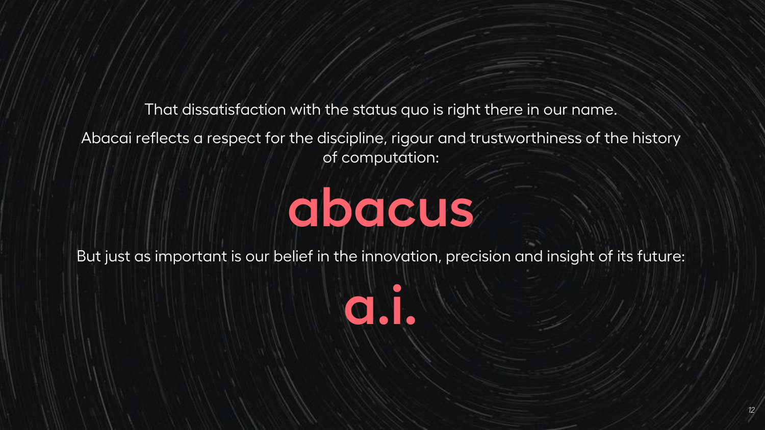That dissatisfaction with the status quo is right there in our name.

Abacai reflects a respect for the discipline, rigour and trustworthiness of the history of computation:

# abacus

But just as important is our belief in the innovation, precision and insight of its future:

# a.i.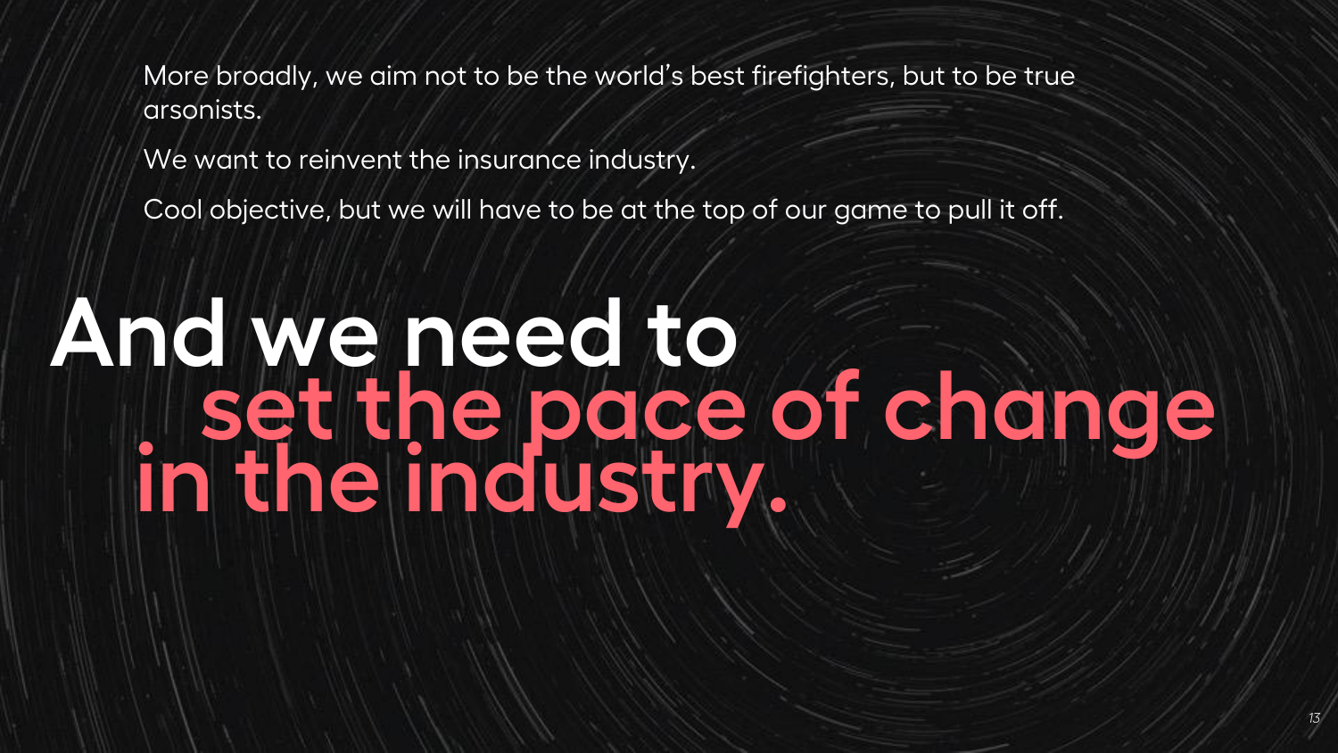More broadly, we aim not to be the world's best firefighters, but to be true arsonists.

We want to reinvent the insurance industry.

Cool objective, but we will have to be at the top of our game to pull it off.

# And we need to set the pace of change in the industry.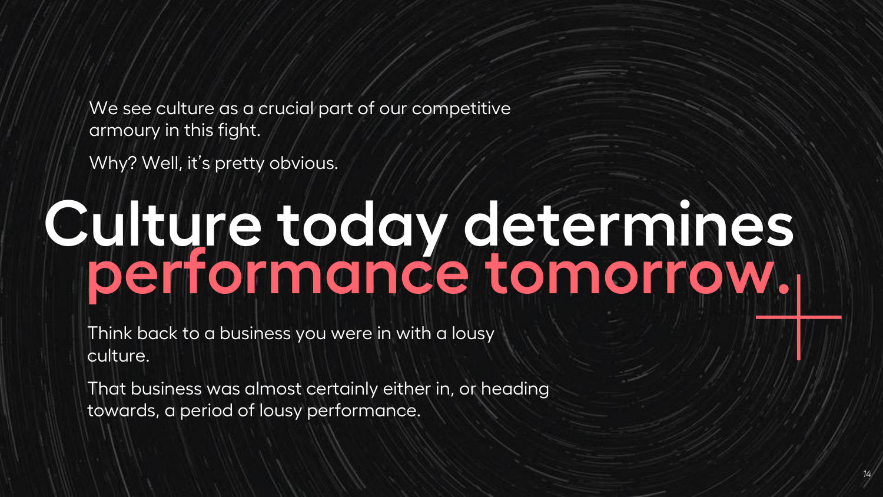We see culture as a crucial part of our competitive armoury in this fight.

Why? Well, it's pretty obvious.

# Culture today determines performance tomorrow.

Think back to a business you were in with a lousy culture.

That business was almost certainly either in, or heading towards, a period of lousy performance.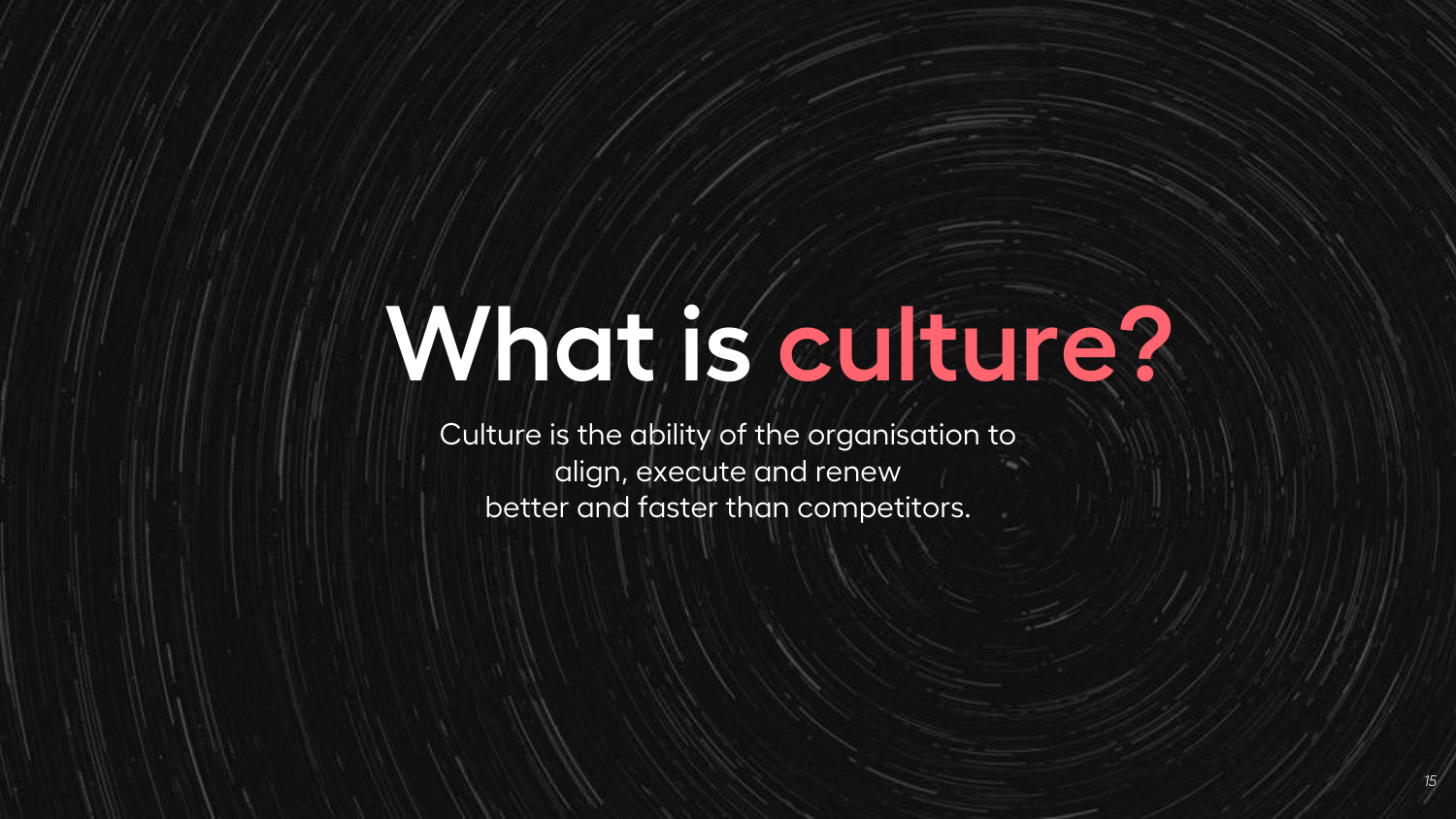# What is culture?

Culture is the ability of the organisation to align, execute and renew better and faster than competitors.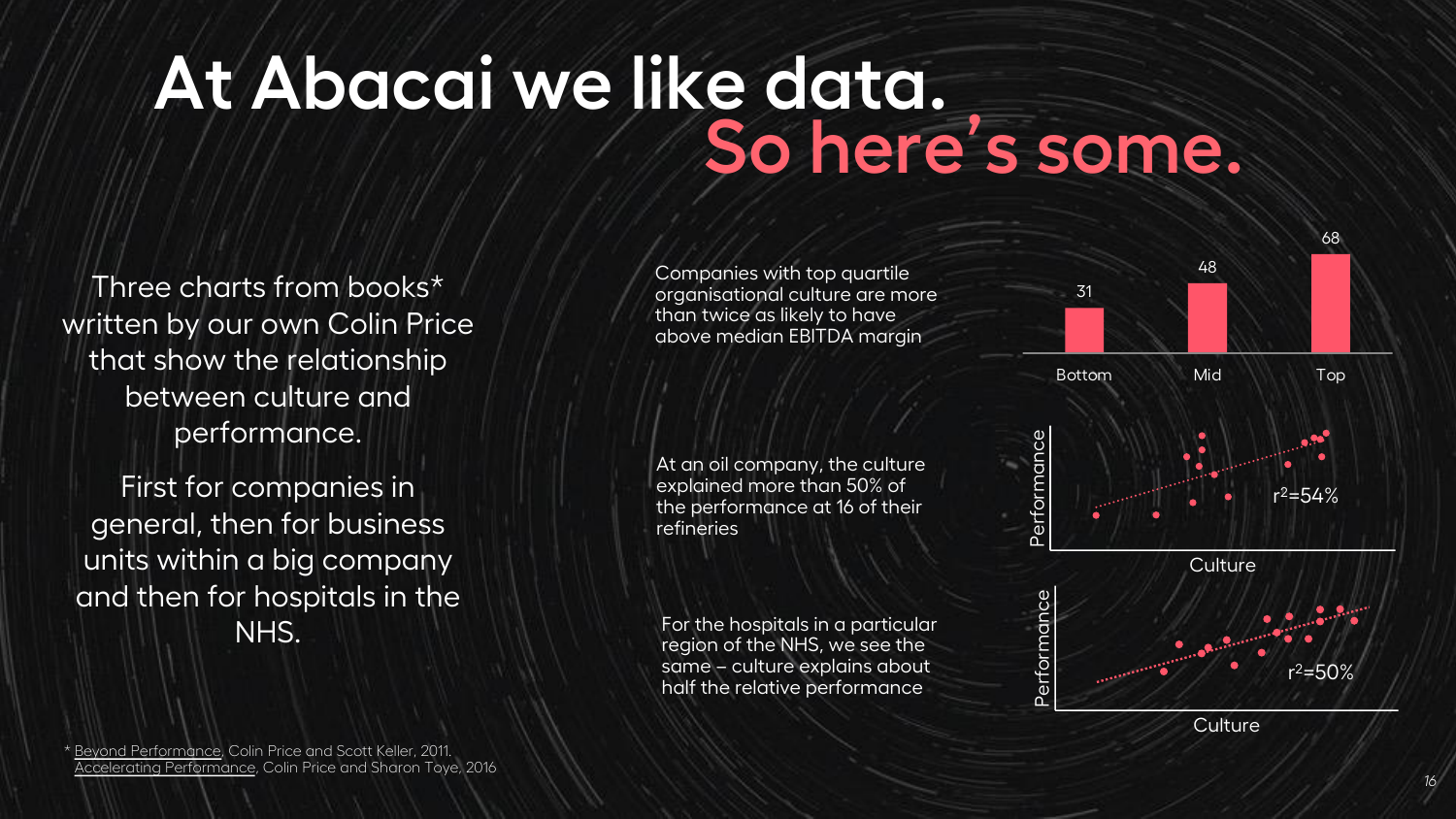# At Abacai we like data. So here's some.

Three charts from books* written by our own Colin Price that show the relationship between culture and performance.

First for companies in general, then for business units within a big company and then for hospitals in the NHS.

Companies with top quartile organisational culture are more than twice as likely to have above median EBITDA margin

| Bottom | Mid | Top |
|---|---|---|
| 31 | 48 | 68 |

At an oil company, the culture explained more than 50% of the performance at 16 of their refineries

Performance vs. Culture: $r^2=54\%$

For the hospitals in a particular region of the NHS, we see the same – culture explains about half the relative performance

Performance vs. Culture: $r^2=50\%$

\* Beyond Performance, Colin Price and Scott Keller, 2011.
Accelerating Performance, Colin Price and Sharon Toye, 2016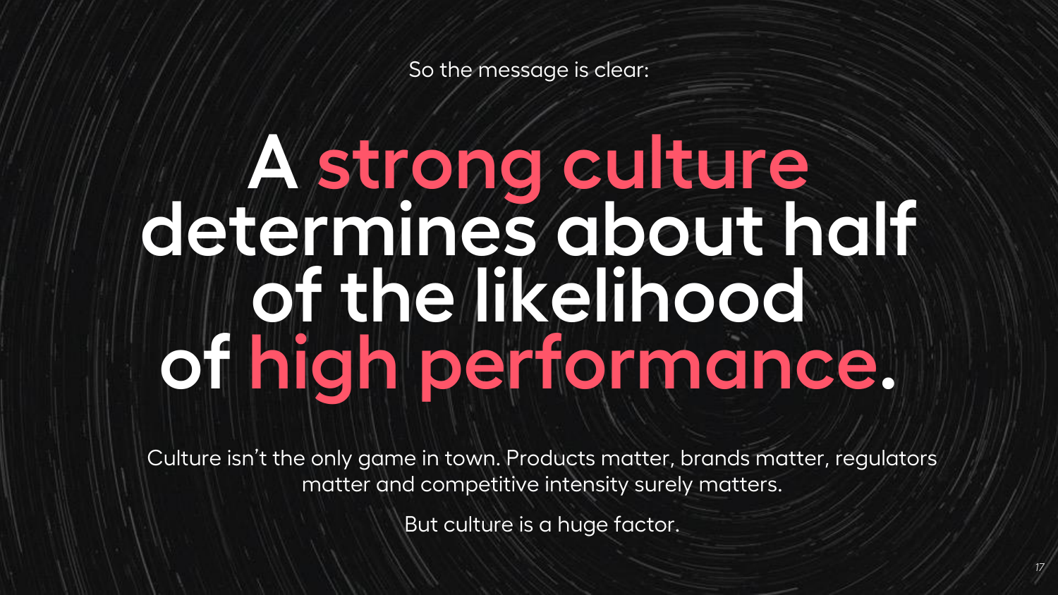So the message is clear:

# A strong culture determines about half of the likelihood of high performance.

Culture isn't the only game in town. Products matter, brands matter, regulators matter and competitive intensity surely matters.

But culture is a huge factor.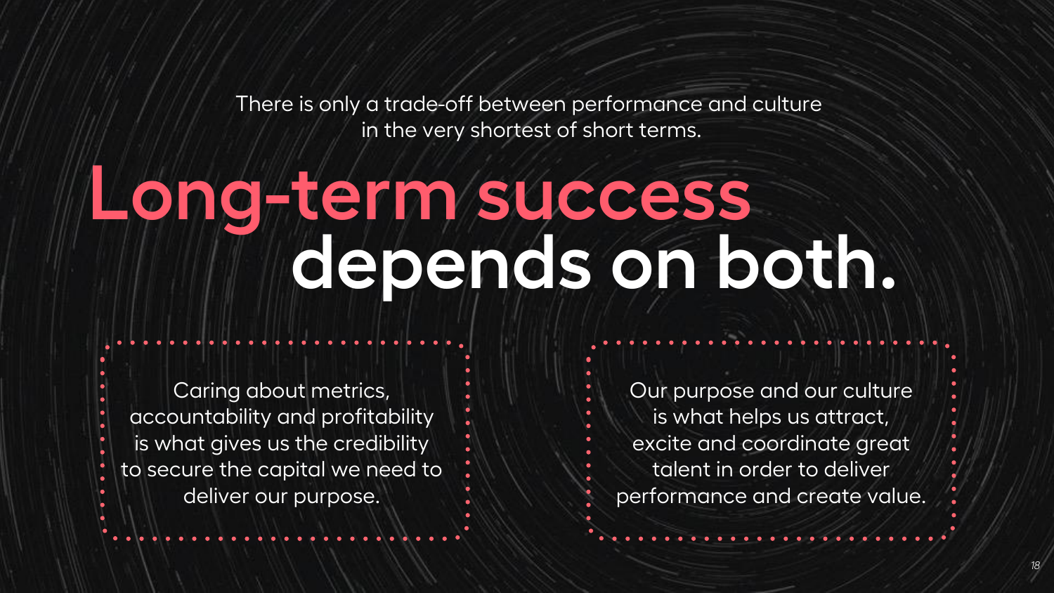There is only a trade-off between performance and culture in the very shortest of short terms.

# Long-term success depends on both.

Caring about metrics, accountability and profitability is what gives us the credibility to secure the capital we need to deliver our purpose.

Our purpose and our culture is what helps us attract, excite and coordinate great talent in order to deliver performance and create value.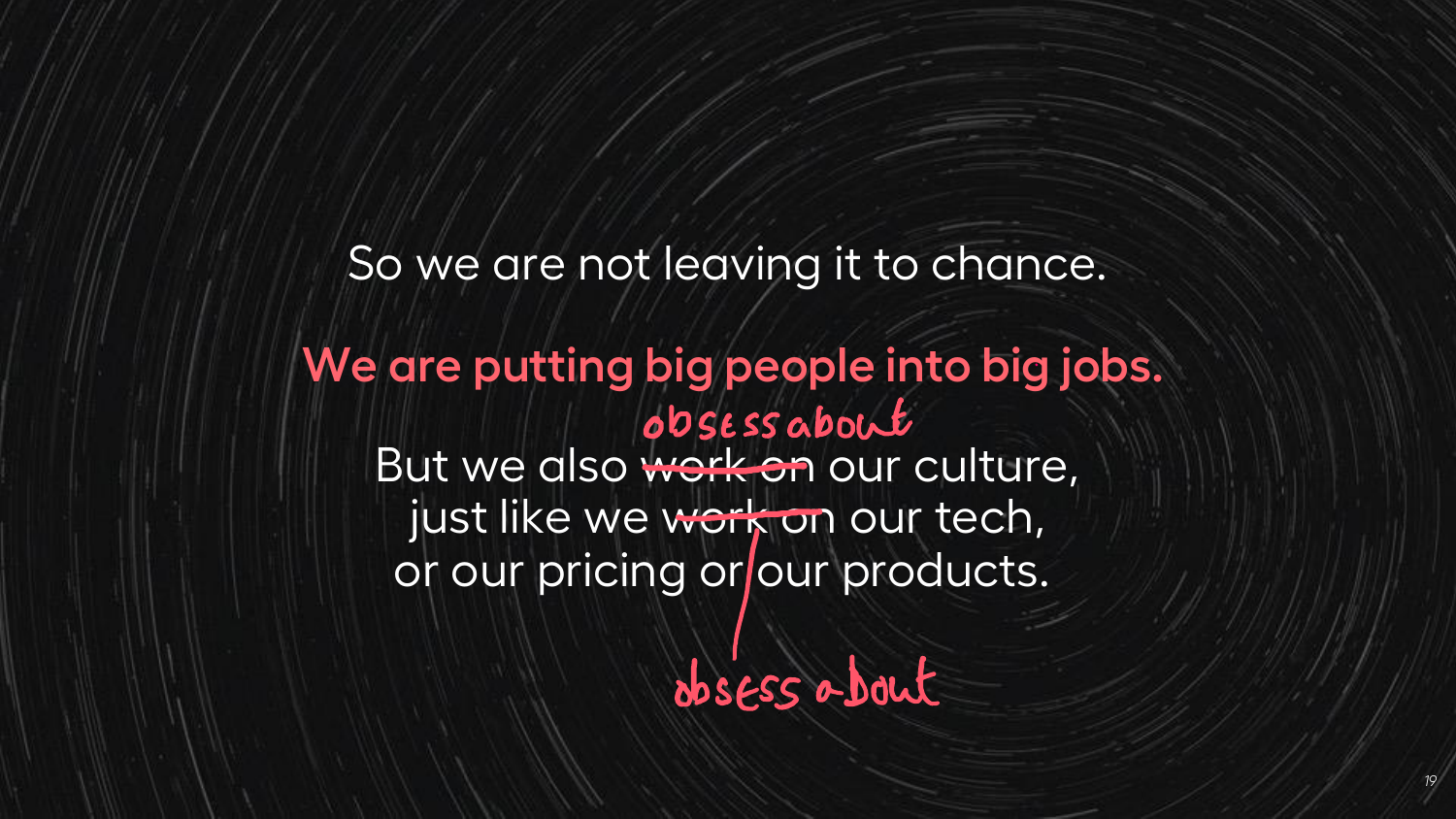So we are not leaving it to chance.

**We are putting big people into big jobs.**

But we also ~~work on~~ obsess about our culture,
just like we ~~work on~~ obsess about our tech,
or our pricing or our products.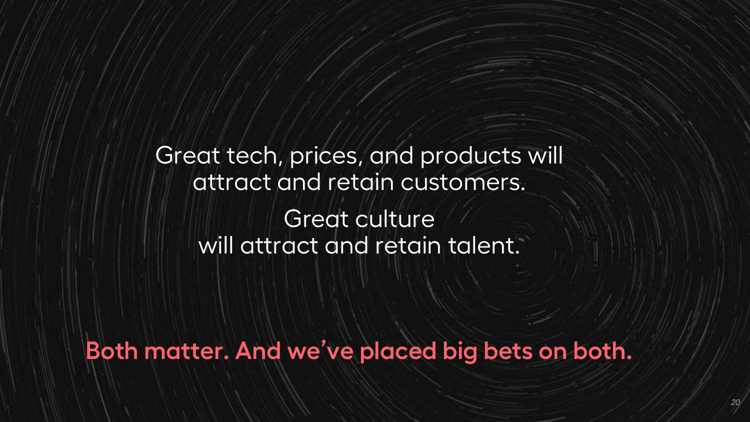Great tech, prices, and products will attract and retain customers.

Great culture will attract and retain talent.

**Both matter. And we've placed big bets on both.**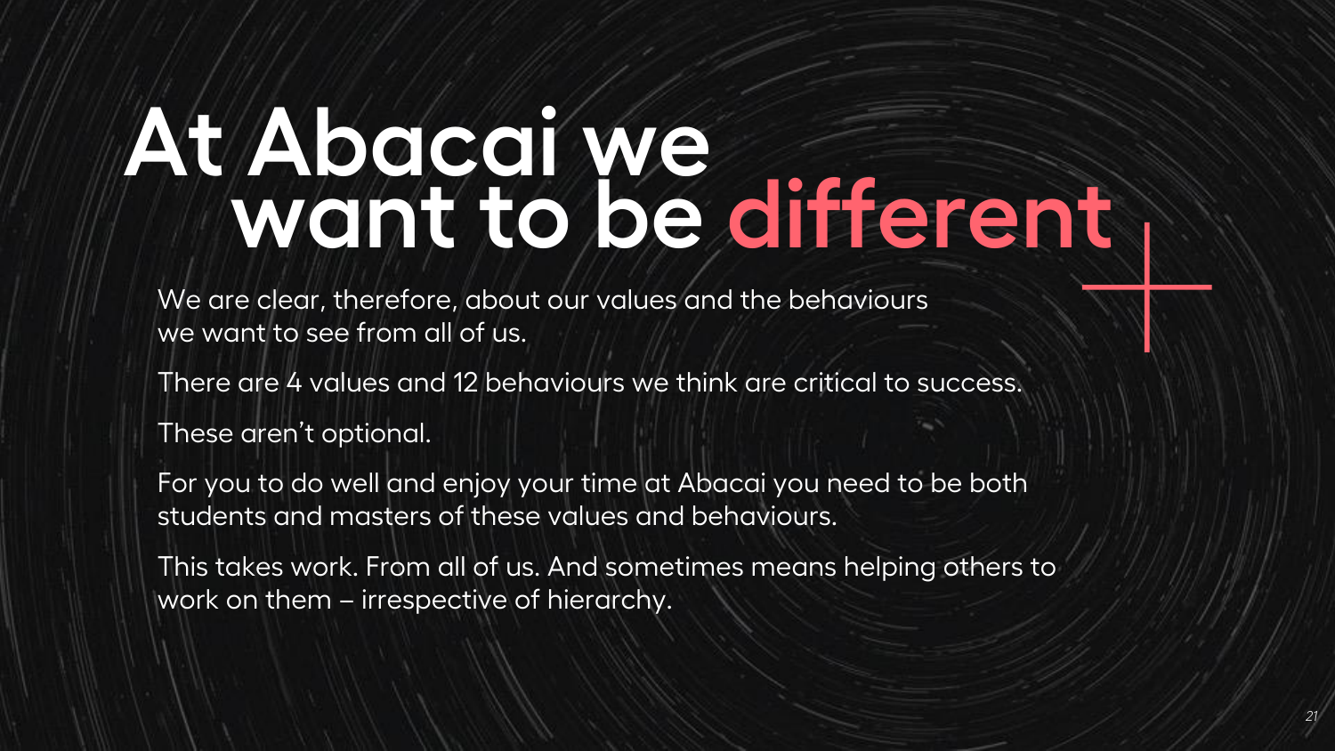# At Abacai we want to be different

We are clear, therefore, about our values and the behaviours we want to see from all of us.

There are 4 values and 12 behaviours we think are critical to success.

These aren't optional.

For you to do well and enjoy your time at Abacai you need to be both students and masters of these values and behaviours.

This takes work. From all of us. And sometimes means helping others to work on them – irrespective of hierarchy.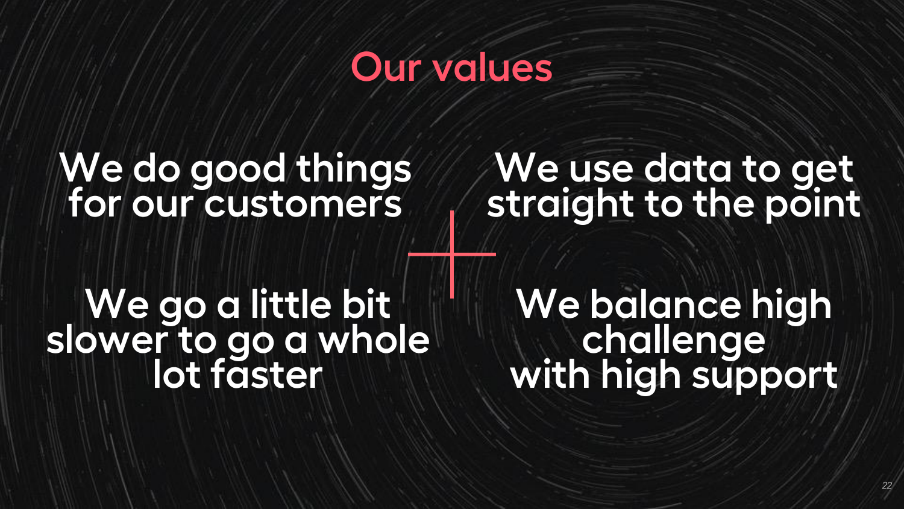# Our values

We do good things for our customers

We use data to get straight to the point

We go a little bit slower to go a whole lot faster

We balance high challenge with high support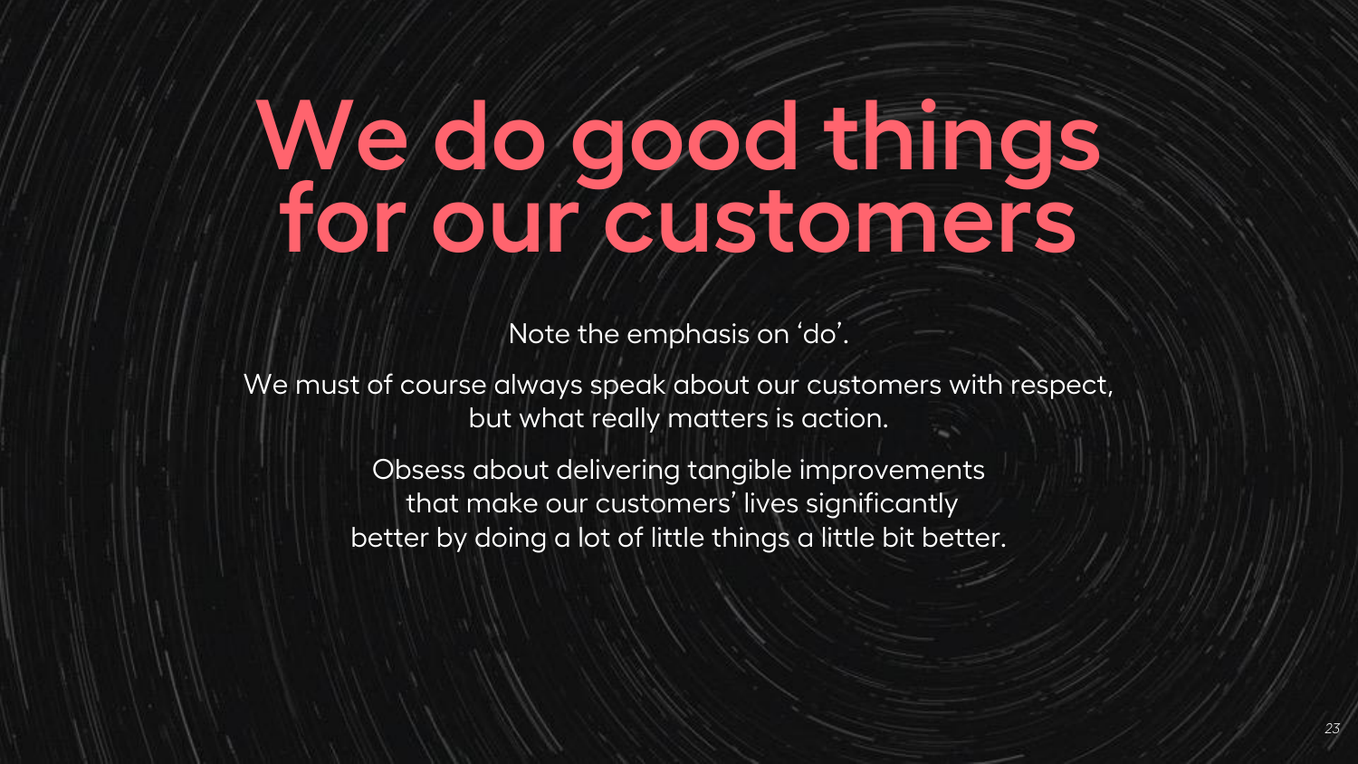# We do good things for our customers

Note the emphasis on 'do'.

We must of course always speak about our customers with respect, but what really matters is action.

Obsess about delivering tangible improvements that make our customers' lives significantly better by doing a lot of little things a little bit better.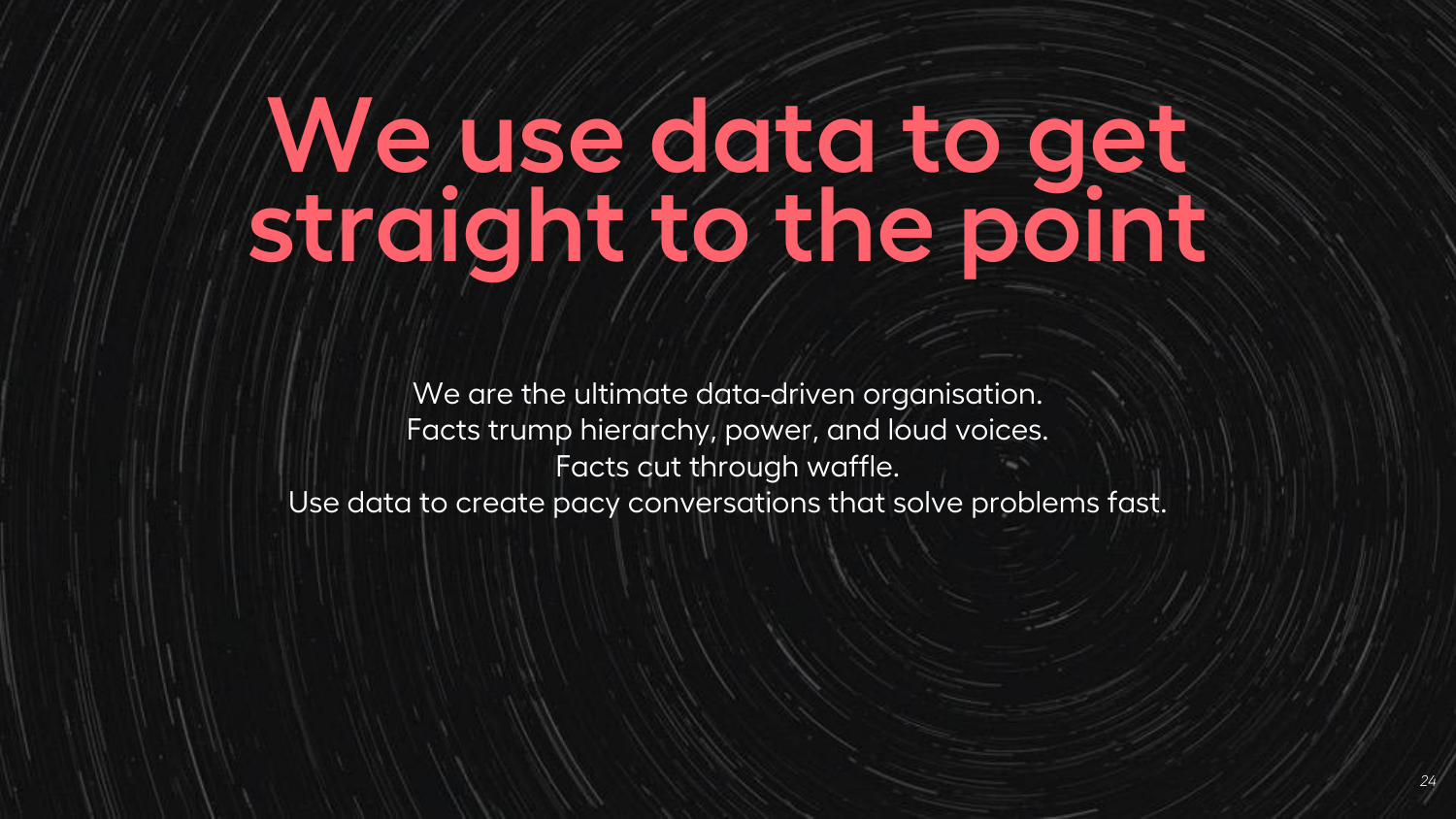# We use data to get straight to the point

We are the ultimate data-driven organisation.
Facts trump hierarchy, power, and loud voices.
Facts cut through waffle.
Use data to create pacy conversations that solve problems fast.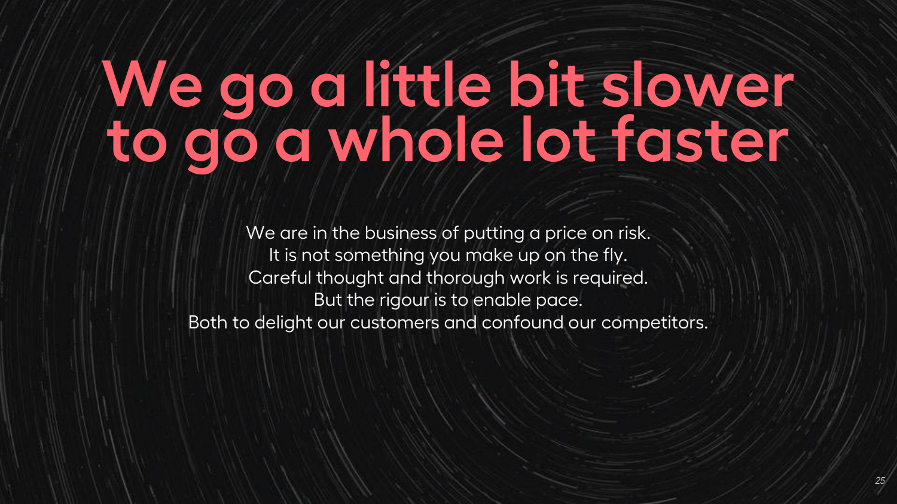# We go a little bit slower to go a whole lot faster

We are in the business of putting a price on risk.
It is not something you make up on the fly.
Careful thought and thorough work is required.
But the rigour is to enable pace.
Both to delight our customers and confound our competitors.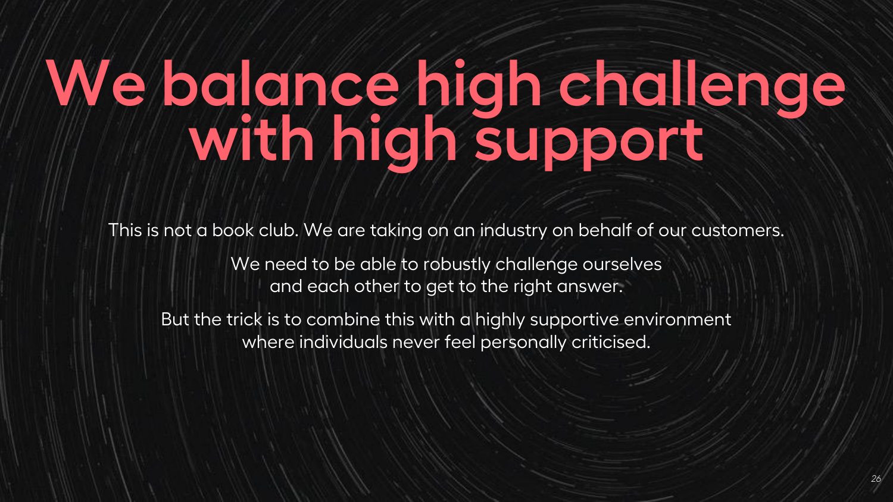# We balance high challenge with high support

This is not a book club. We are taking on an industry on behalf of our customers.

We need to be able to robustly challenge ourselves and each other to get to the right answer.

But the trick is to combine this with a highly supportive environment where individuals never feel personally criticised.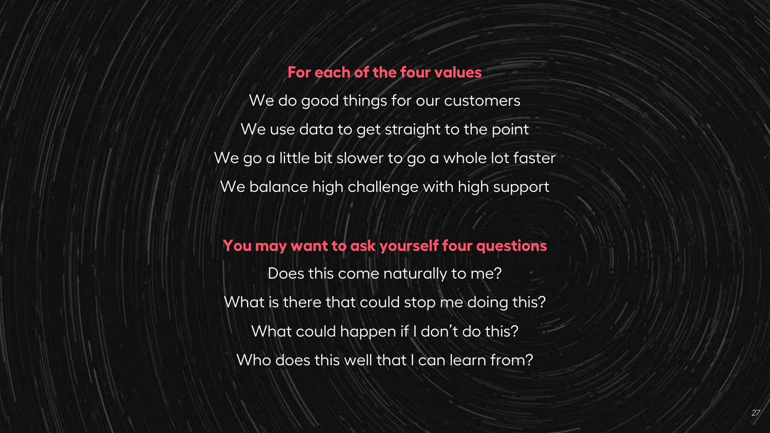**For each of the four values**

We do good things for our customers

We use data to get straight to the point

We go a little bit slower to go a whole lot faster

We balance high challenge with high support

**You may want to ask yourself four questions**

Does this come naturally to me?

What is there that could stop me doing this?

What could happen if I don’t do this?

Who does this well that I can learn from?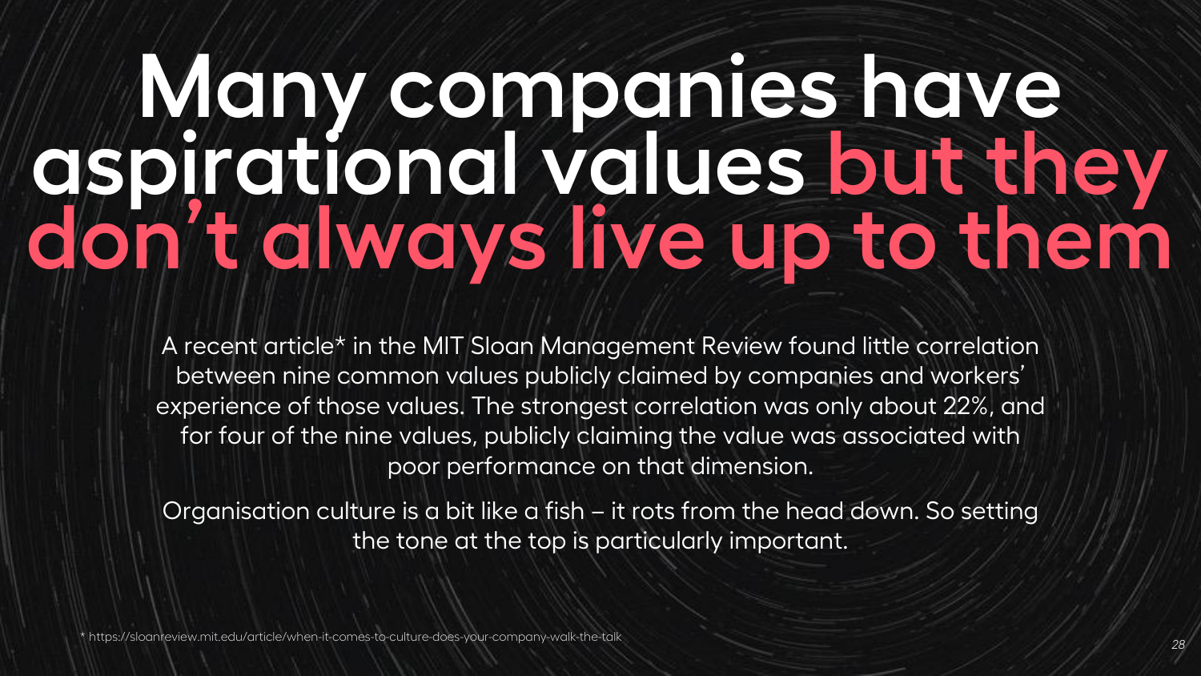# Many companies have aspirational values but they don't always live up to them

A recent article* in the MIT Sloan Management Review found little correlation between nine common values publicly claimed by companies and workers' experience of those values. The strongest correlation was only about 22%, and for four of the nine values, publicly claiming the value was associated with poor performance on that dimension.

Organisation culture is a bit like a fish – it rots from the head down. So setting the tone at the top is particularly important.

* https://sloanreview.mit.edu/article/when-it-comes-to-culture-does-your-company-walk-the-talk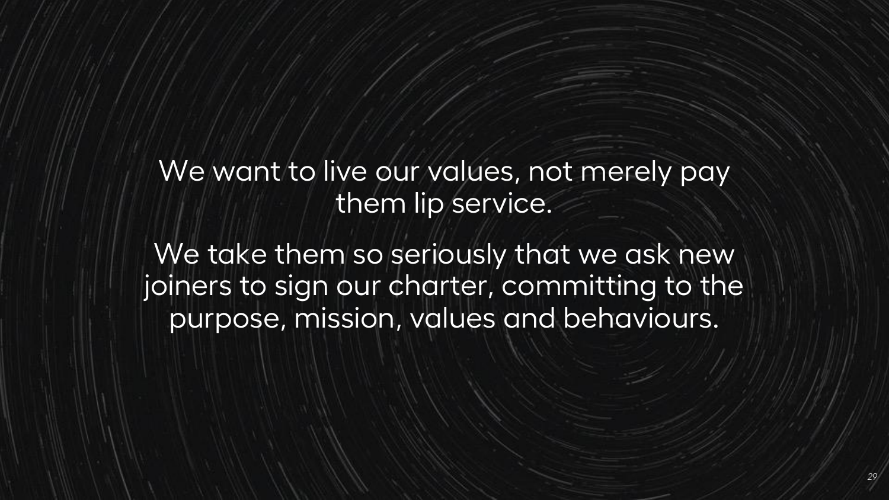We want to live our values, not merely pay them lip service.

We take them so seriously that we ask new joiners to sign our charter, committing to the purpose, mission, values and behaviours.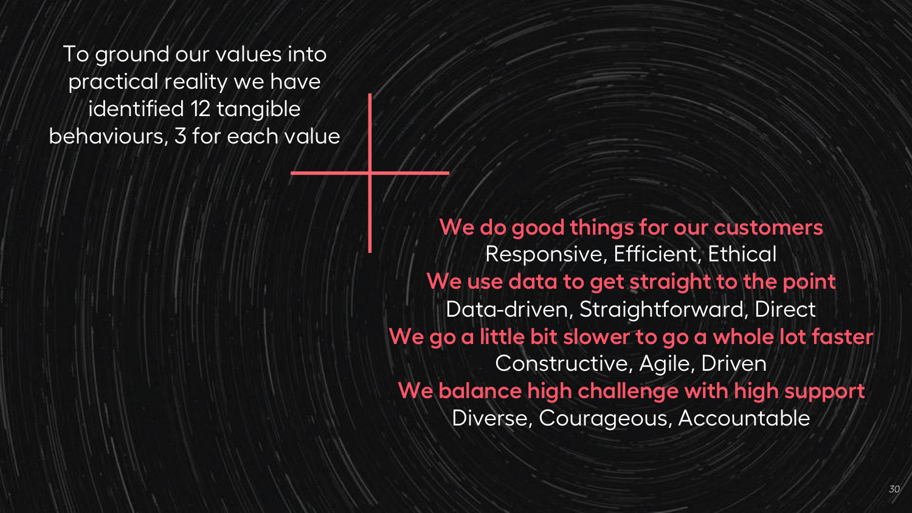To ground our values into practical reality we have identified 12 tangible behaviours, 3 for each value

**We do good things for our customers**
Responsive, Efficient, Ethical

**We use data to get straight to the point**
Data-driven, Straightforward, Direct

**We go a little bit slower to go a whole lot faster**
Constructive, Agile, Driven

**We balance high challenge with high support**
Diverse, Courageous, Accountable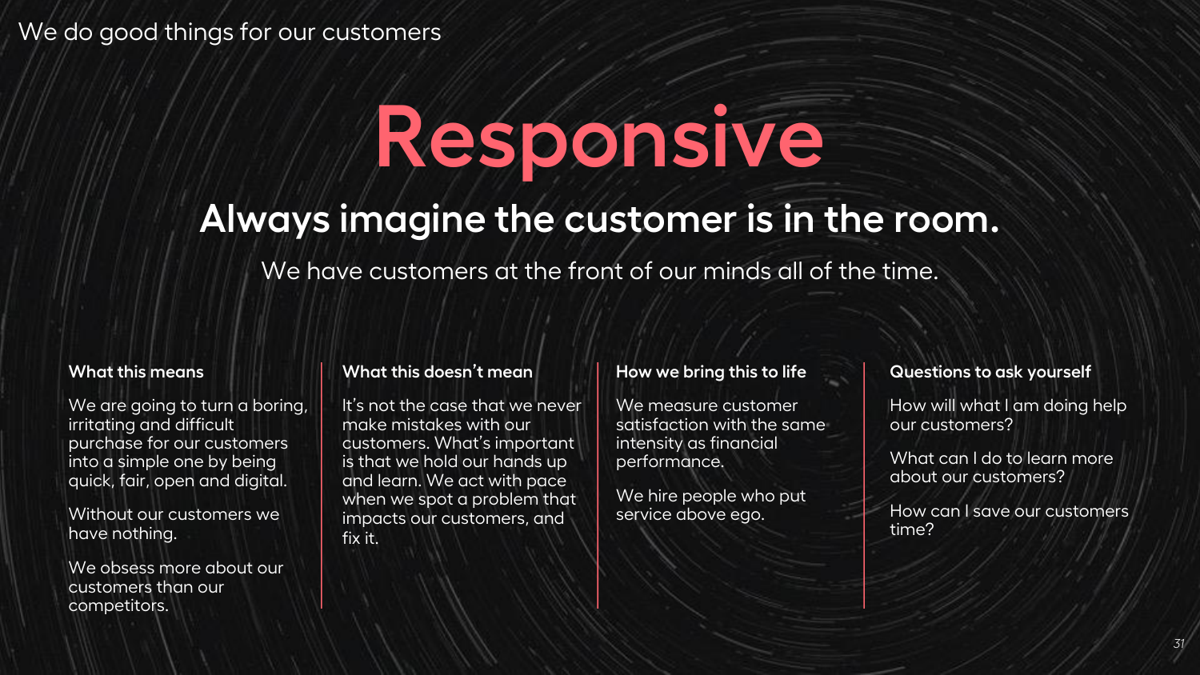We do good things for our customers

# Responsive

## Always imagine the customer is in the room.

We have customers at the front of our minds all of the time.

**What this means**

We are going to turn a boring, irritating and difficult purchase for our customers into a simple one by being quick, fair, open and digital.

Without our customers we have nothing.

We obsess more about our customers than our competitors.

**What this doesn't mean**

It's not the case that we never make mistakes with our customers. What's important is that we hold our hands up and learn. We act with pace when we spot a problem that impacts our customers, and fix it.

**How we bring this to life**

We measure customer satisfaction with the same intensity as financial performance.

We hire people who put service above ego.

**Questions to ask yourself**

How will what I am doing help our customers?

What can I do to learn more about our customers?

How can I save our customers time?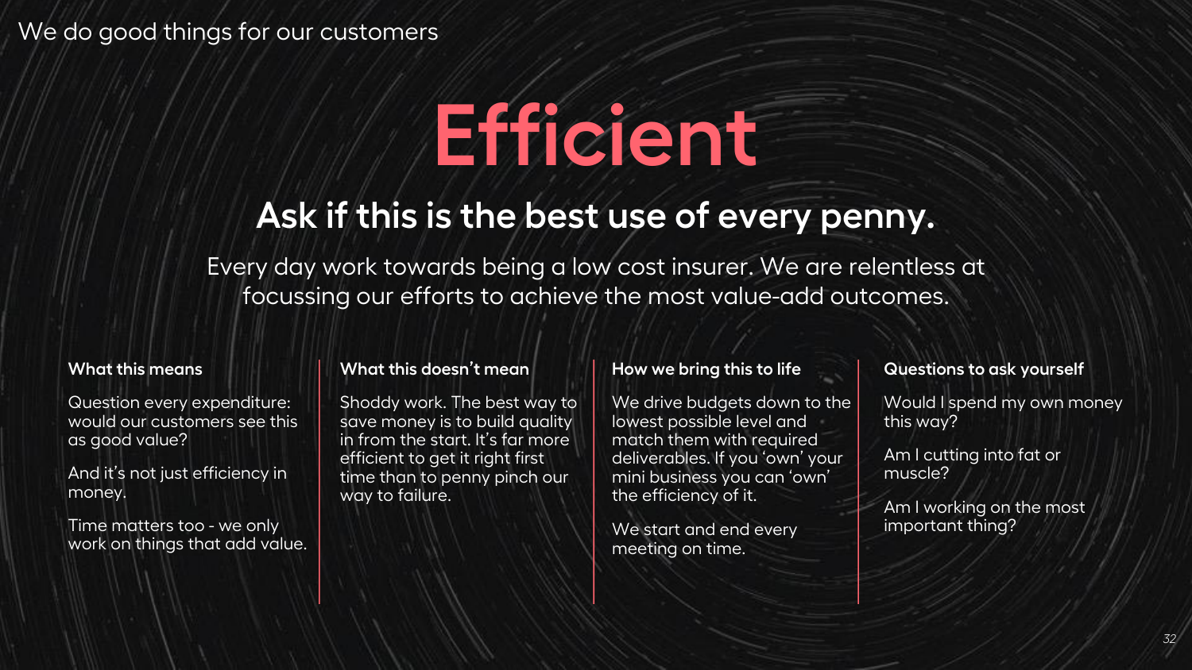We do good things for our customers

# Efficient

## Ask if this is the best use of every penny.

Every day work towards being a low cost insurer. We are relentless at focussing our efforts to achieve the most value-add outcomes.

**What this means**

Question every expenditure: would our customers see this as good value?

And it's not just efficiency in money.

Time matters too - we only work on things that add value.

**What this doesn't mean**

Shoddy work. The best way to save money is to build quality in from the start. It's far more efficient to get it right first time than to penny pinch our way to failure.

**How we bring this to life**

We drive budgets down to the lowest possible level and match them with required deliverables. If you 'own' your mini business you can 'own' the efficiency of it.

We start and end every meeting on time.

**Questions to ask yourself**

Would I spend my own money this way?

Am I cutting into fat or muscle?

Am I working on the most important thing?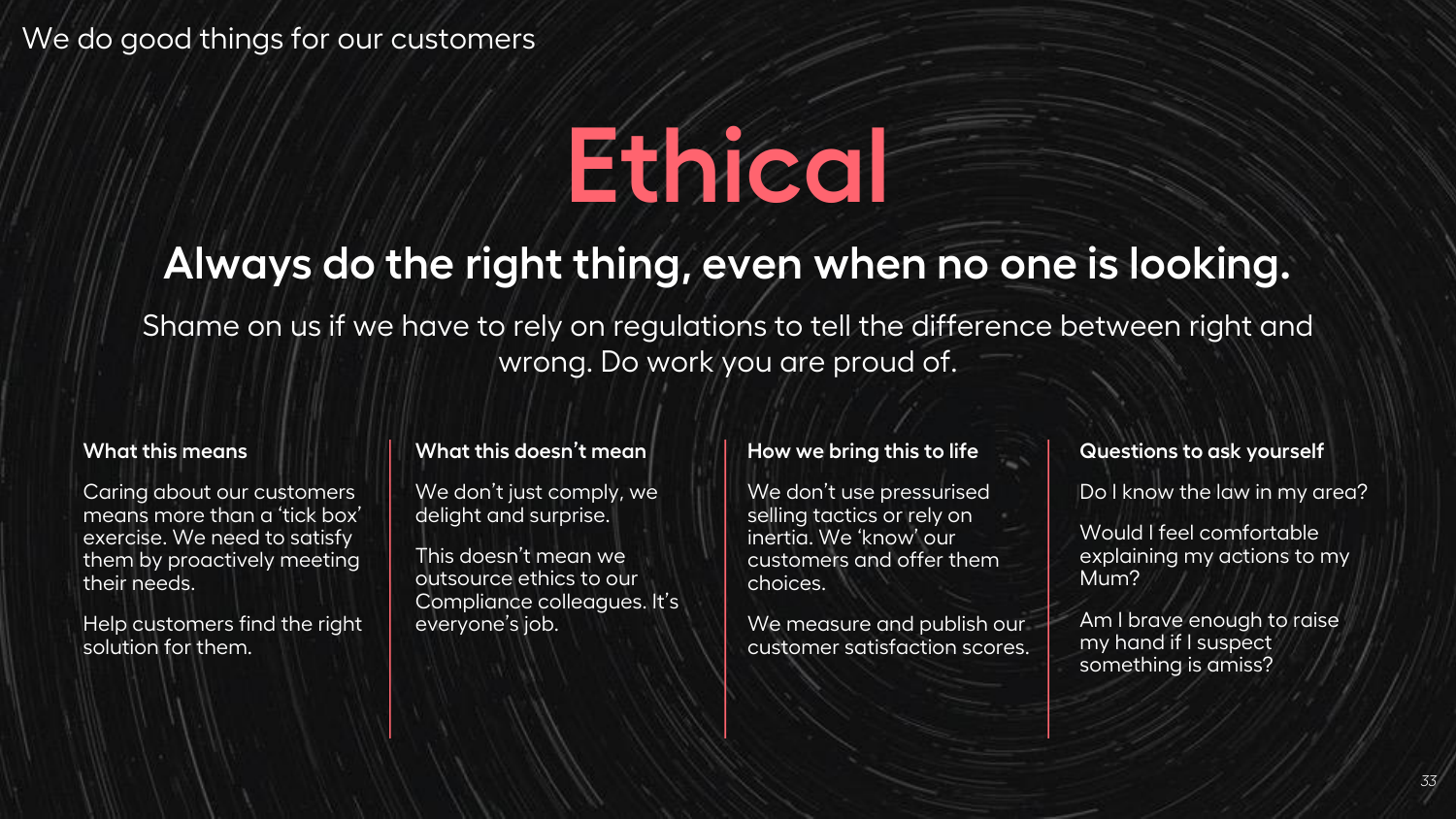We do good things for our customers

# Ethical

## Always do the right thing, even when no one is looking.

Shame on us if we have to rely on regulations to tell the difference between right and wrong. Do work you are proud of.

**What this means**

Caring about our customers means more than a 'tick box' exercise. We need to satisfy them by proactively meeting their needs.

Help customers find the right solution for them.

**What this doesn't mean**

We don't just comply, we delight and surprise.

This doesn't mean we outsource ethics to our Compliance colleagues. It's everyone's job.

**How we bring this to life**

We don't use pressurised selling tactics or rely on inertia. We 'know' our customers and offer them choices.

We measure and publish our customer satisfaction scores.

**Questions to ask yourself**

Do I know the law in my area?

Would I feel comfortable explaining my actions to my Mum?

Am I brave enough to raise my hand if I suspect something is amiss?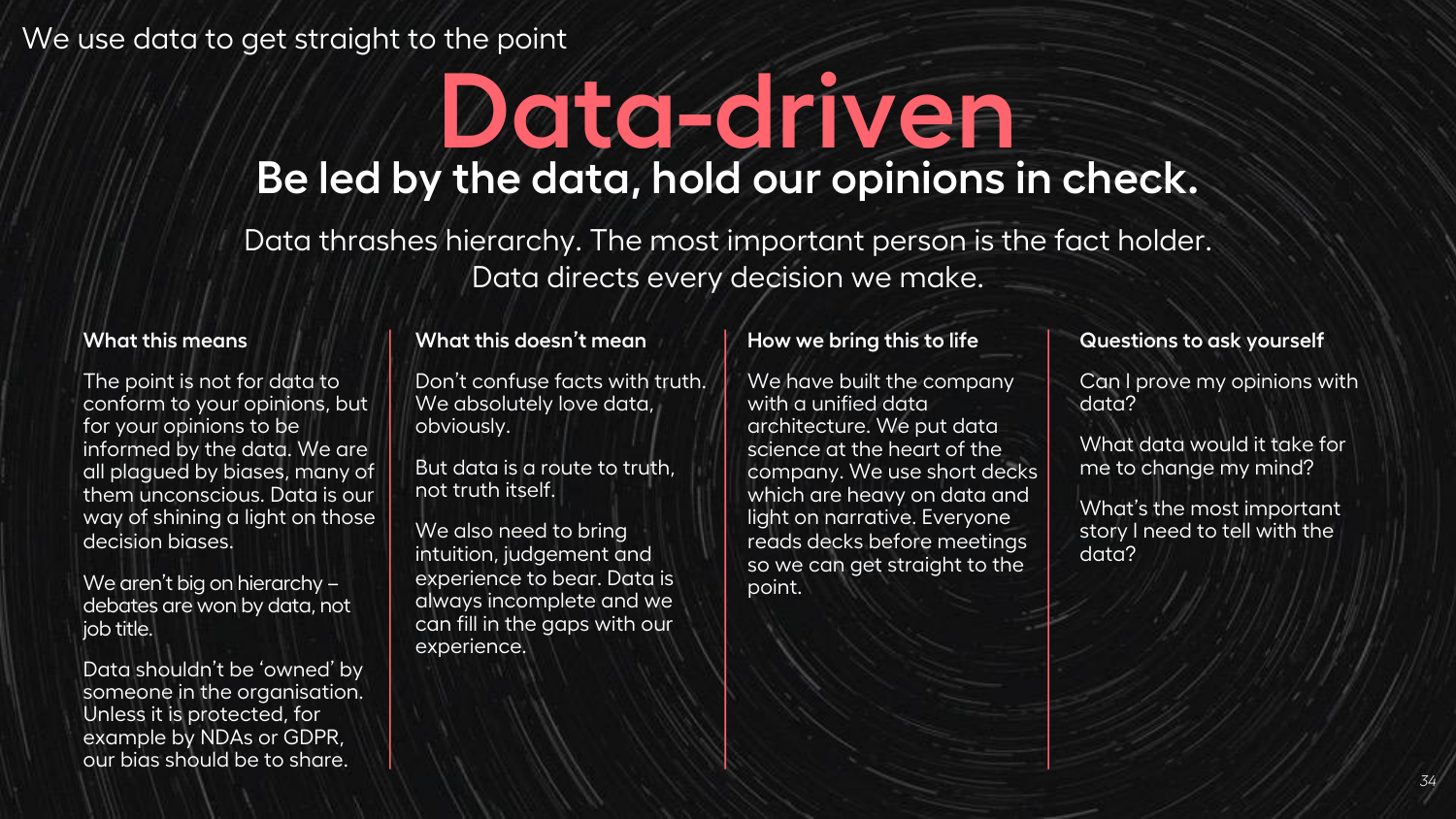We use data to get straight to the point

# Data-driven

## Be led by the data, hold our opinions in check.

Data thrashes hierarchy. The most important person is the fact holder. Data directs every decision we make.

### What this means

The point is not for data to conform to your opinions, but for your opinions to be informed by the data. We are all plagued by biases, many of them unconscious. Data is our way of shining a light on those decision biases.

We aren't big on hierarchy – debates are won by data, not job title.

Data shouldn't be 'owned' by someone in the organisation. Unless it is protected, for example by NDAs or GDPR, our bias should be to share.

### What this doesn't mean

Don't confuse facts with truth. We absolutely love data, obviously.

But data is a route to truth, not truth itself.

We also need to bring intuition, judgement and experience to bear. Data is always incomplete and we can fill in the gaps with our experience.

### How we bring this to life

We have built the company with a unified data architecture. We put data science at the heart of the company. We use short decks which are heavy on data and light on narrative. Everyone reads decks before meetings so we can get straight to the point.

### Questions to ask yourself

Can I prove my opinions with data?

What data would it take for me to change my mind?

What's the most important story I need to tell with the data?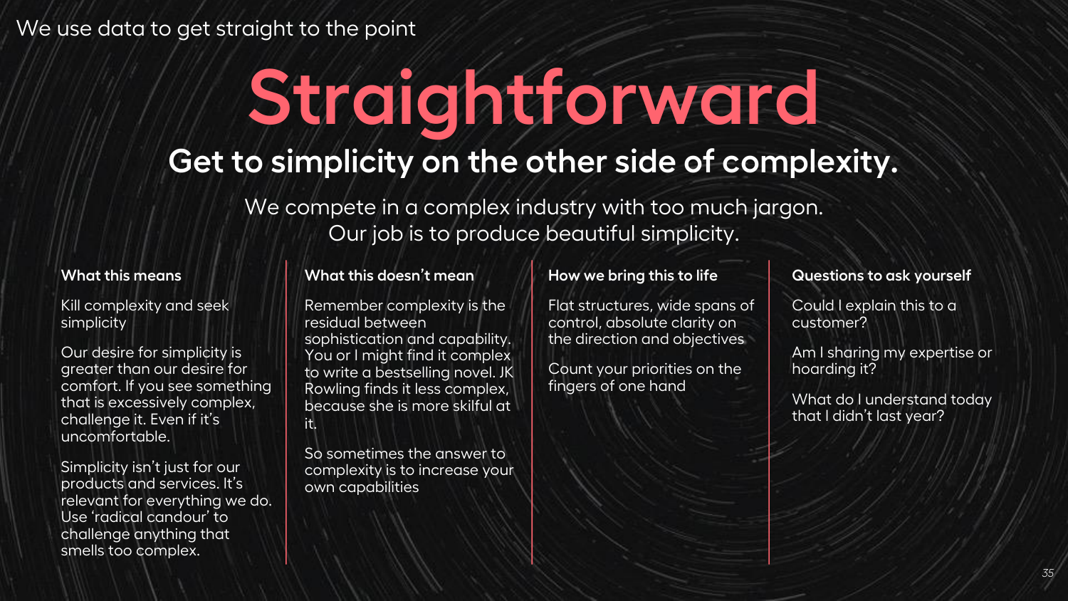We use data to get straight to the point

# Straightforward

## Get to simplicity on the other side of complexity.

We compete in a complex industry with too much jargon.
Our job is to produce beautiful simplicity.

### What this means

Kill complexity and seek simplicity

Our desire for simplicity is greater than our desire for comfort. If you see something that is excessively complex, challenge it. Even if it's uncomfortable.

Simplicity isn't just for our products and services. It's relevant for everything we do. Use 'radical candour' to challenge anything that smells too complex.

### What this doesn't mean

Remember complexity is the residual between sophistication and capability. You or I might find it complex to write a bestselling novel. JK Rowling finds it less complex, because she is more skilful at it.

So sometimes the answer to complexity is to increase your own capabilities

### How we bring this to life

Flat structures, wide spans of control, absolute clarity on the direction and objectives

Count your priorities on the fingers of one hand

### Questions to ask yourself

Could I explain this to a customer?

Am I sharing my expertise or hoarding it?

What do I understand today that I didn't last year?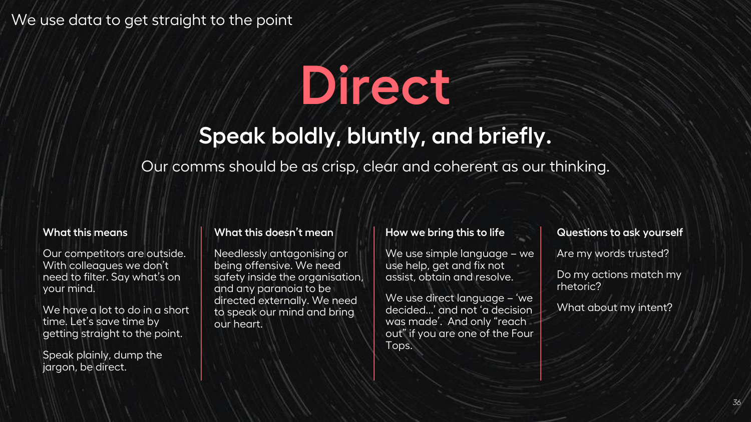We use data to get straight to the point

# Direct

## Speak boldly, bluntly, and briefly.

Our comms should be as crisp, clear and coherent as our thinking.

**What this means**

Our competitors are outside. With colleagues we don't need to filter. Say what's on your mind.

We have a lot to do in a short time. Let's save time by getting straight to the point.

Speak plainly, dump the jargon, be direct.

**What this doesn't mean**

Needlessly antagonising or being offensive. We need safety inside the organisation, and any paranoia to be directed externally. We need to speak our mind and bring our heart.

**How we bring this to life**

We use simple language – we use help, get and fix not assist, obtain and resolve.

We use direct language – 'we decided…' and not 'a decision was made'. And only "reach out" if you are one of the Four Tops.

**Questions to ask yourself**

Are my words trusted?

Do my actions match my rhetoric?

What about my intent?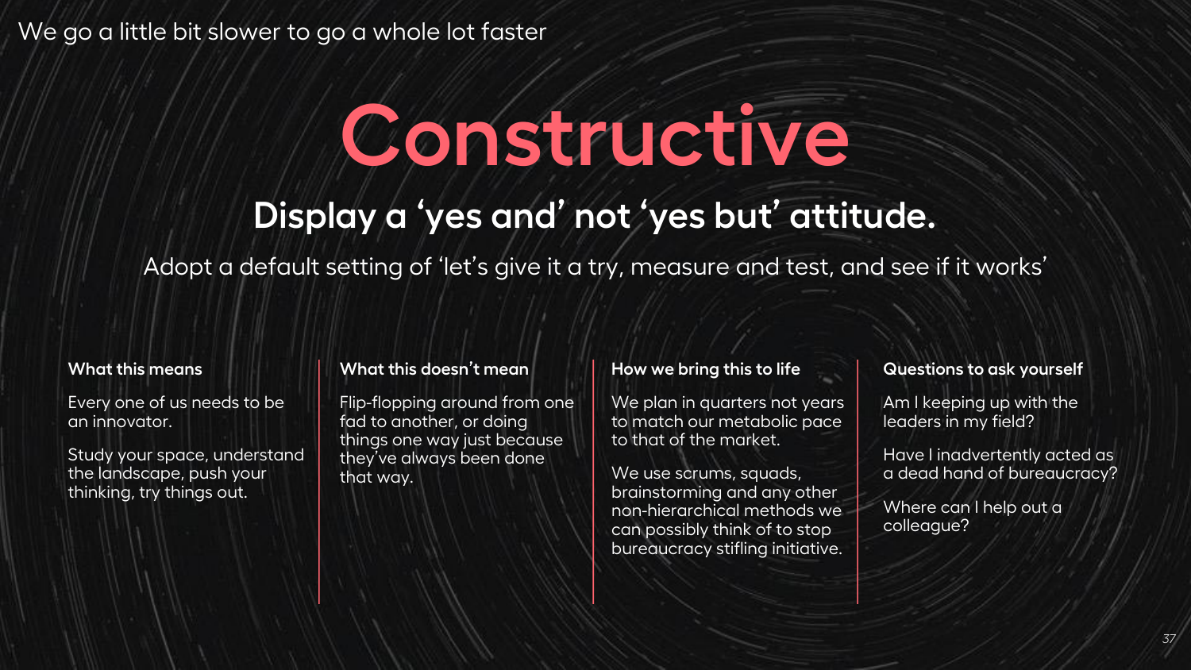We go a little bit slower to go a whole lot faster

# Constructive

## Display a ‘yes and’ not ‘yes but’ attitude.

Adopt a default setting of ‘let’s give it a try, measure and test, and see if it works’

**What this means**

Every one of us needs to be an innovator.

Study your space, understand the landscape, push your thinking, try things out.

**What this doesn’t mean**

Flip-flopping around from one fad to another, or doing things one way just because they’ve always been done that way.

**How we bring this to life**

We plan in quarters not years to match our metabolic pace to that of the market.

We use scrums, squads, brainstorming and any other non-hierarchical methods we can possibly think of to stop bureaucracy stifling initiative.

**Questions to ask yourself**

Am I keeping up with the leaders in my field?

Have I inadvertently acted as a dead hand of bureaucracy?

Where can I help out a colleague?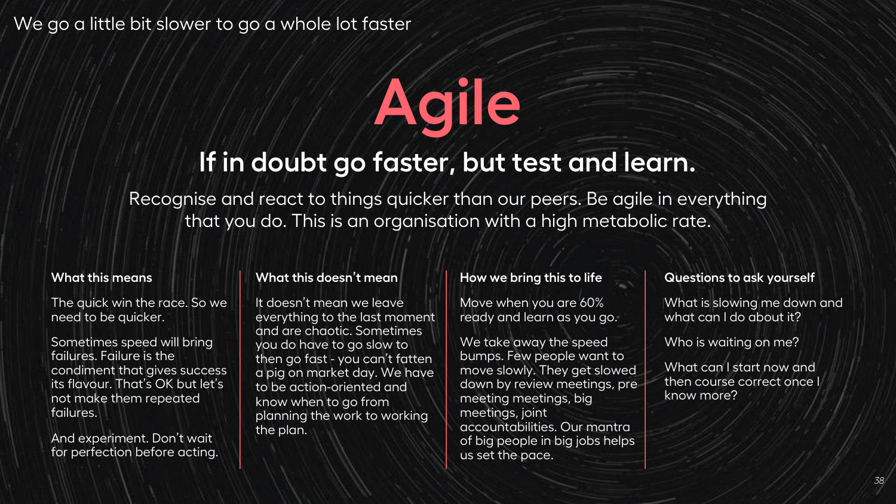We go a little bit slower to go a whole lot faster

# Agile

## If in doubt go faster, but test and learn.

Recognise and react to things quicker than our peers. Be agile in everything that you do. This is an organisation with a high metabolic rate.

**What this means**

The quick win the race. So we need to be quicker.

Sometimes speed will bring failures. Failure is the condiment that gives success its flavour. That's OK but let's not make them repeated failures.

And experiment. Don't wait for perfection before acting.

**What this doesn't mean**

It doesn't mean we leave everything to the last moment and are chaotic. Sometimes you do have to go slow to then go fast - you can't fatten a pig on market day. We have to be action-oriented and know when to go from planning the work to working the plan.

**How we bring this to life**

Move when you are 60% ready and learn as you go.

We take away the speed bumps. Few people want to move slowly. They get slowed down by review meetings, pre meeting meetings, big meetings, joint accountabilities. Our mantra of big people in big jobs helps us set the pace.

**Questions to ask yourself**

What is slowing me down and what can I do about it?

Who is waiting on me?

What can I start now and then course correct once I know more?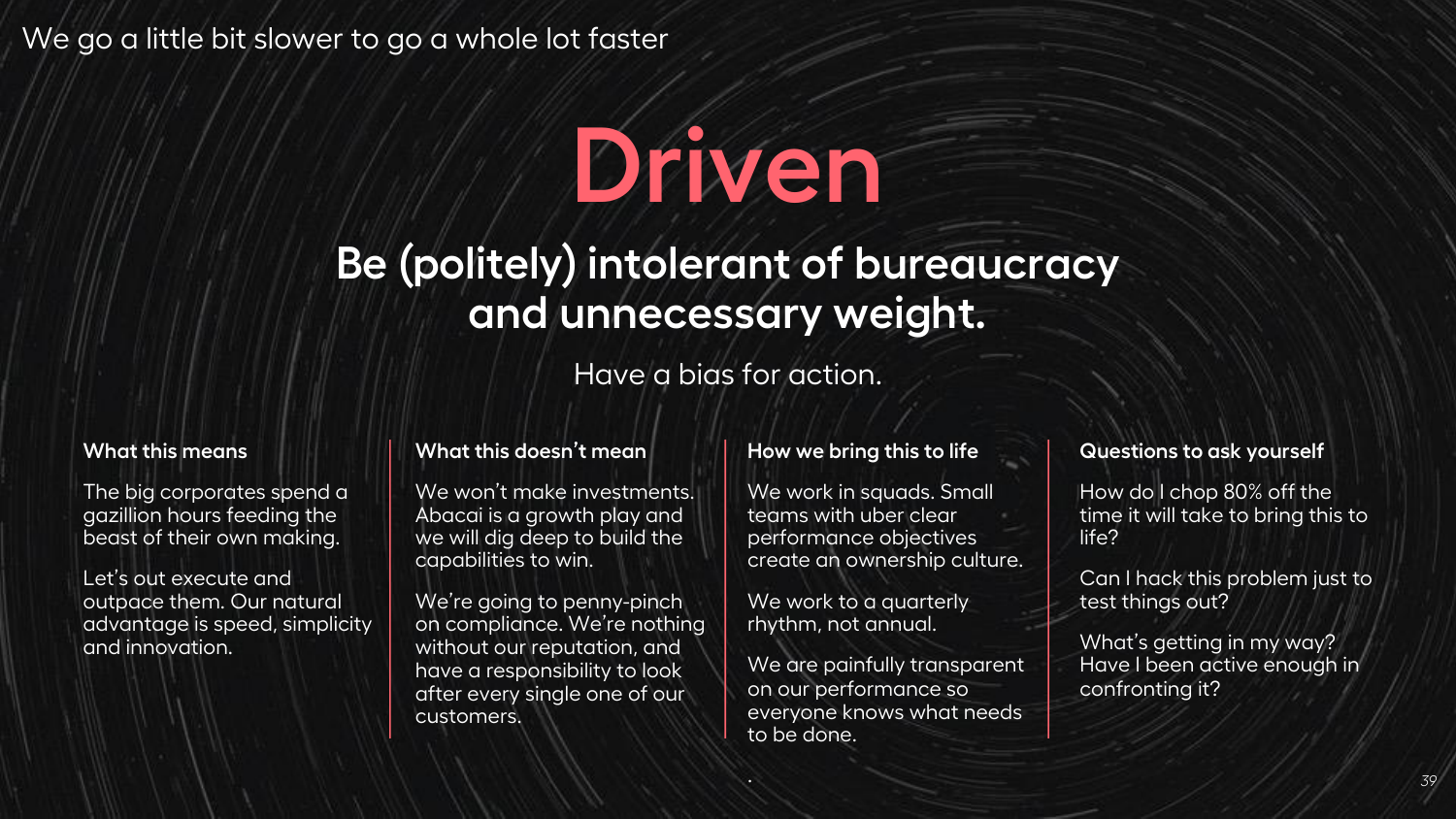We go a little bit slower to go a whole lot faster

# Driven

## Be (politely) intolerant of bureaucracy and unnecessary weight.

Have a bias for action.

**What this means**

The big corporates spend a gazillion hours feeding the beast of their own making.

Let's out execute and outpace them. Our natural advantage is speed, simplicity and innovation.

**What this doesn't mean**

We won't make investments. Abacai is a growth play and we will dig deep to build the capabilities to win.

We're going to penny-pinch on compliance. We're nothing without our reputation, and have a responsibility to look after every single one of our customers.

**How we bring this to life**

We work in squads. Small teams with uber clear performance objectives create an ownership culture.

We work to a quarterly rhythm, not annual.

We are painfully transparent on our performance so everyone knows what needs to be done.

**Questions to ask yourself**

How do I chop 80% off the time it will take to bring this to life?

Can I hack this problem just to test things out?

What's getting in my way? Have I been active enough in confronting it?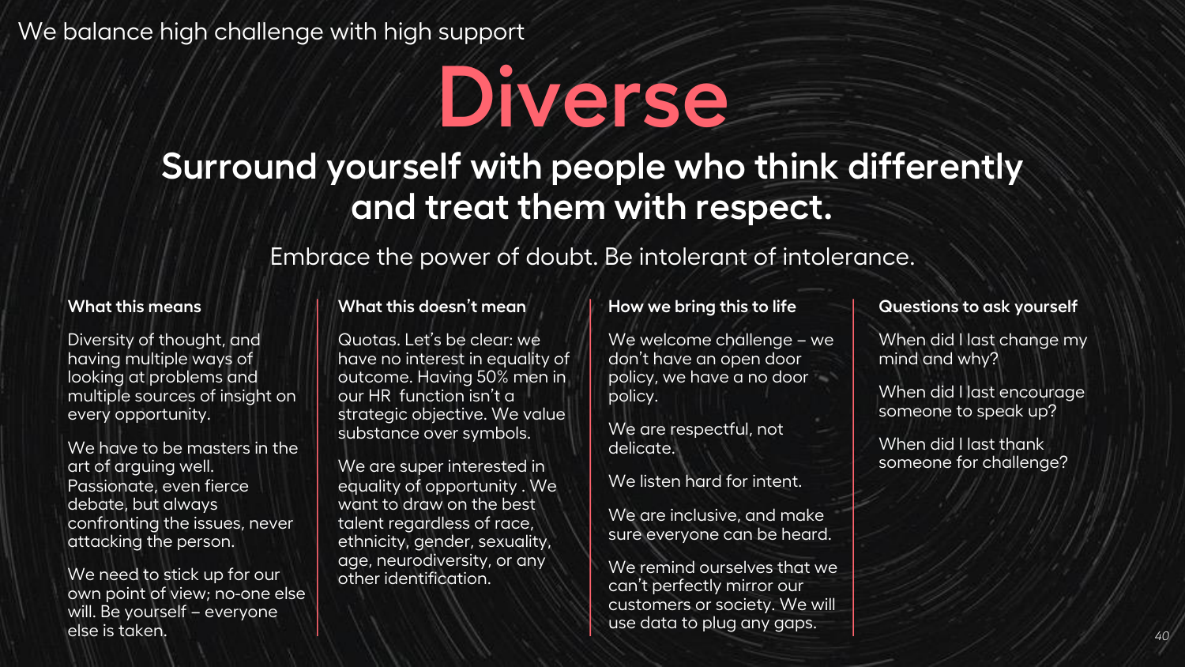We balance high challenge with high support

# Diverse

## Surround yourself with people who think differently and treat them with respect.

Embrace the power of doubt. Be intolerant of intolerance.

### What this means

Diversity of thought, and having multiple ways of looking at problems and multiple sources of insight on every opportunity.

We have to be masters in the art of arguing well. Passionate, even fierce debate, but always confronting the issues, never attacking the person.

We need to stick up for our own point of view; no-one else will. Be yourself – everyone else is taken.

### What this doesn't mean

Quotas. Let's be clear: we have no interest in equality of outcome. Having 50% men in our HR function isn't a strategic objective. We value substance over symbols.

We are super interested in equality of opportunity . We want to draw on the best talent regardless of race, ethnicity, gender, sexuality, age, neurodiversity, or any other identification.

### How we bring this to life

We welcome challenge – we don't have an open door policy, we have a no door policy.

We are respectful, not delicate.

We listen hard for intent.

We are inclusive, and make sure everyone can be heard.

We remind ourselves that we can't perfectly mirror our customers or society. We will use data to plug any gaps.

### Questions to ask yourself

When did I last change my mind and why?

When did I last encourage someone to speak up?

When did I last thank someone for challenge?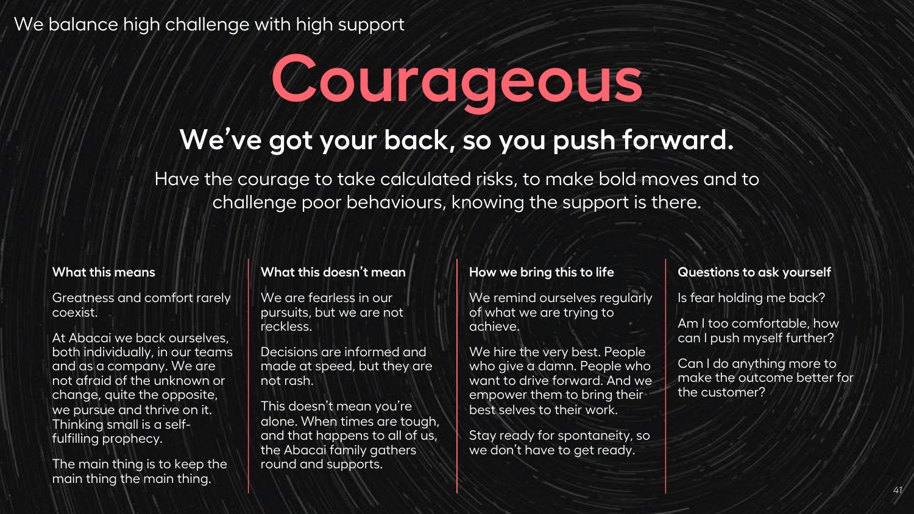We balance high challenge with high support

# Courageous

## We've got your back, so you push forward.

Have the courage to take calculated risks, to make bold moves and to challenge poor behaviours, knowing the support is there.

**What this means**

Greatness and comfort rarely coexist.

At Abacai we back ourselves, both individually, in our teams and as a company. We are not afraid of the unknown or change, quite the opposite, we pursue and thrive on it. Thinking small is a self-fulfilling prophecy.

The main thing is to keep the main thing the main thing.

**What this doesn't mean**

We are fearless in our pursuits, but we are not reckless.

Decisions are informed and made at speed, but they are not rash.

This doesn't mean you're alone. When times are tough, and that happens to all of us, the Abacai family gathers round and supports.

**How we bring this to life**

We remind ourselves regularly of what we are trying to achieve.

We hire the very best. People who give a damn. People who want to drive forward. And we empower them to bring their best selves to their work.

Stay ready for spontaneity, so we don't have to get ready.

**Questions to ask yourself**

Is fear holding me back?

Am I too comfortable, how can I push myself further?

Can I do anything more to make the outcome better for the customer?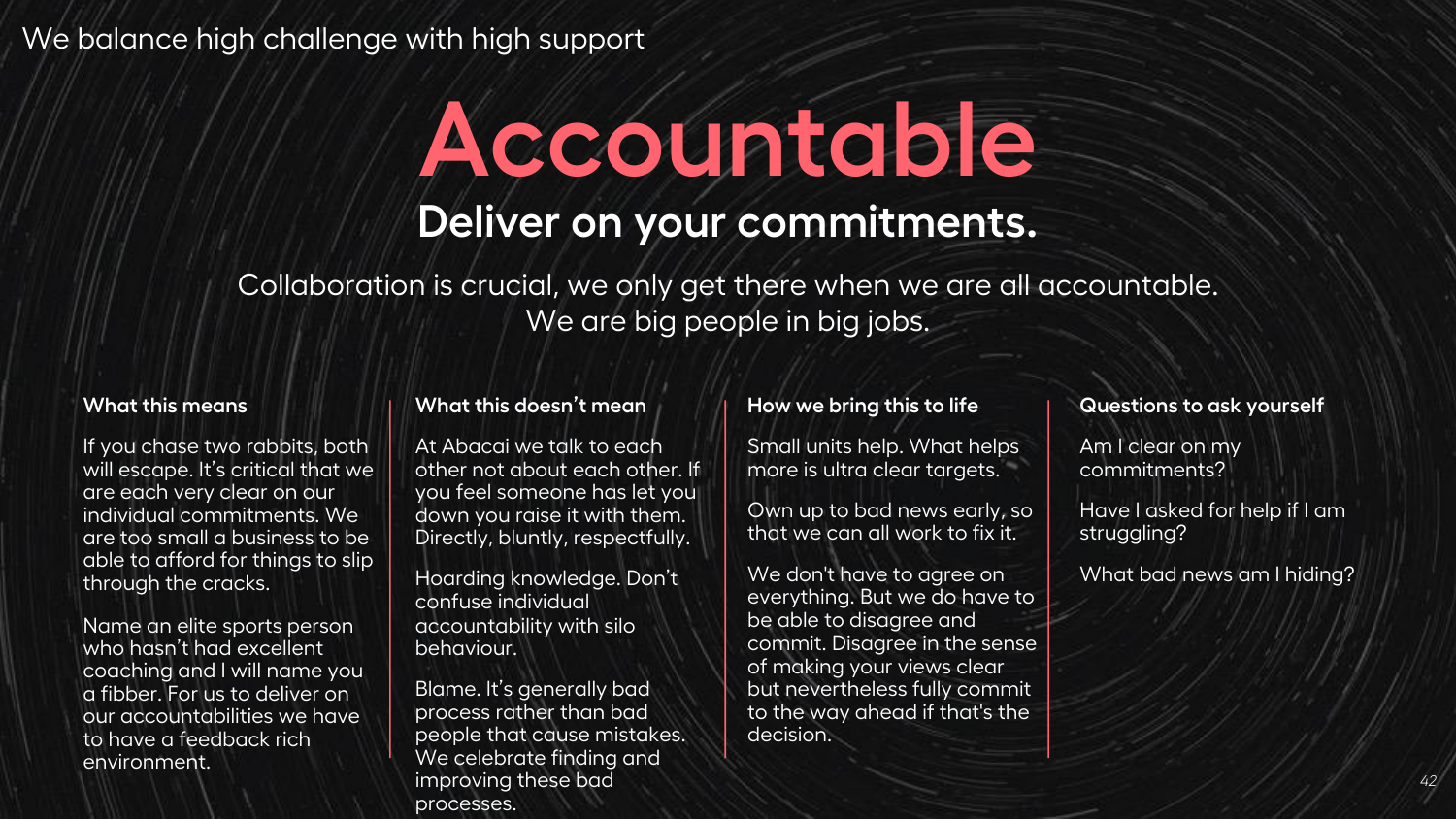We balance high challenge with high support

# Accountable

## Deliver on your commitments.

Collaboration is crucial, we only get there when we are all accountable.
We are big people in big jobs.

### What this means

If you chase two rabbits, both will escape. It's critical that we are each very clear on our individual commitments. We are too small a business to be able to afford for things to slip through the cracks.

Name an elite sports person who hasn't had excellent coaching and I will name you a fibber. For us to deliver on our accountabilities we have to have a feedback rich environment.

### What this doesn't mean

At Abacai we talk to each other not about each other. If you feel someone has let you down you raise it with them. Directly, bluntly, respectfully.

Hoarding knowledge. Don't confuse individual accountability with silo behaviour.

Blame. It's generally bad process rather than bad people that cause mistakes. We celebrate finding and improving these bad processes.

### How we bring this to life

Small units help. What helps more is ultra clear targets.

Own up to bad news early, so that we can all work to fix it.

We don't have to agree on everything. But we do have to be able to disagree and commit. Disagree in the sense of making your views clear but nevertheless fully commit to the way ahead if that's the decision.

### Questions to ask yourself

Am I clear on my commitments?

Have I asked for help if I am struggling?

What bad news am I hiding?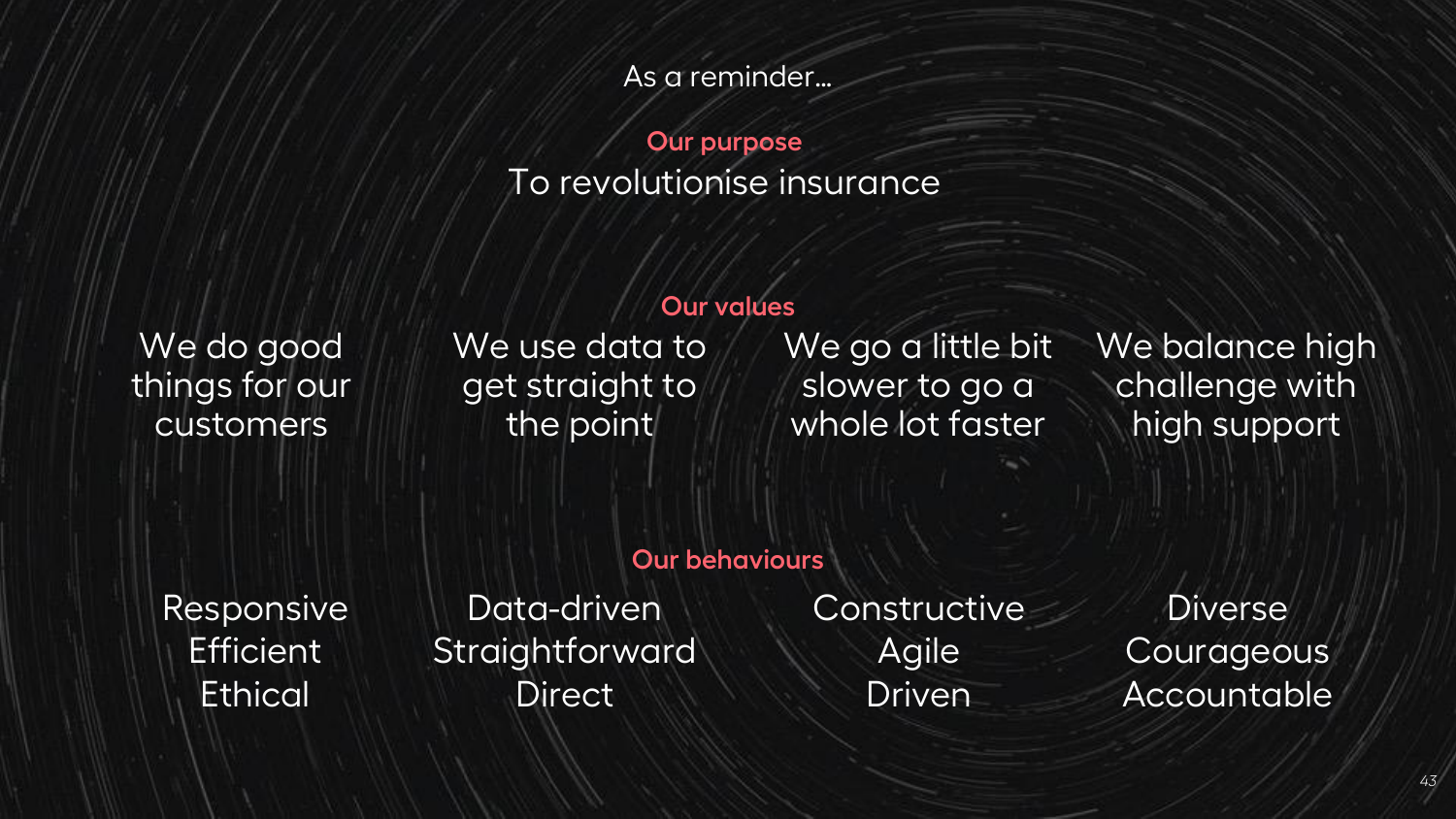As a reminder…

## Our purpose

To revolutionise insurance

## Our values

| We do good things for our customers | We use data to get straight to the point | We go a little bit slower to go a whole lot faster | We balance high challenge with high support |
| --- | --- | --- | --- |

## Our behaviours

| Responsive | Data-driven | Constructive | Diverse |
| --- | --- | --- | --- |
| Efficient | Straightforward | Agile | Courageous |
| Ethical | Direct | Driven | Accountable |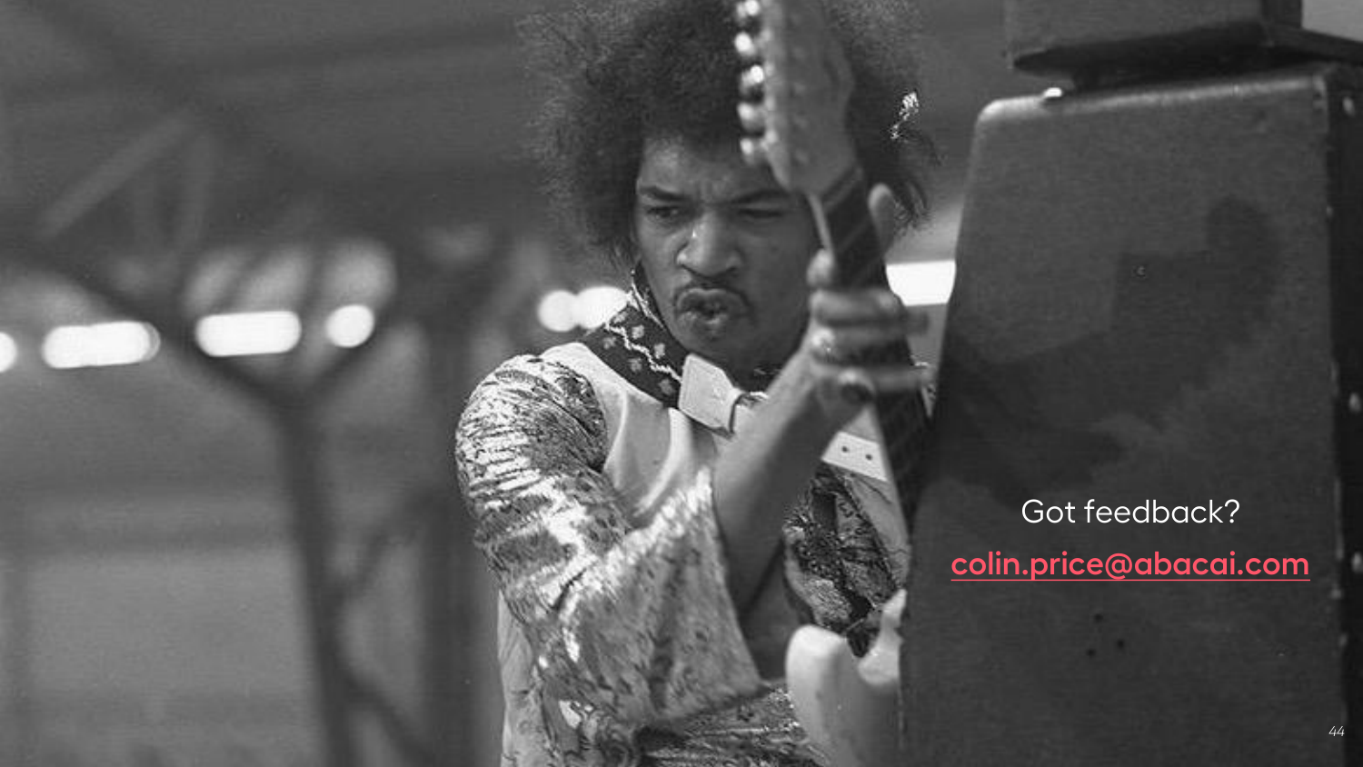Got feedback?

colin.price@abacai.com